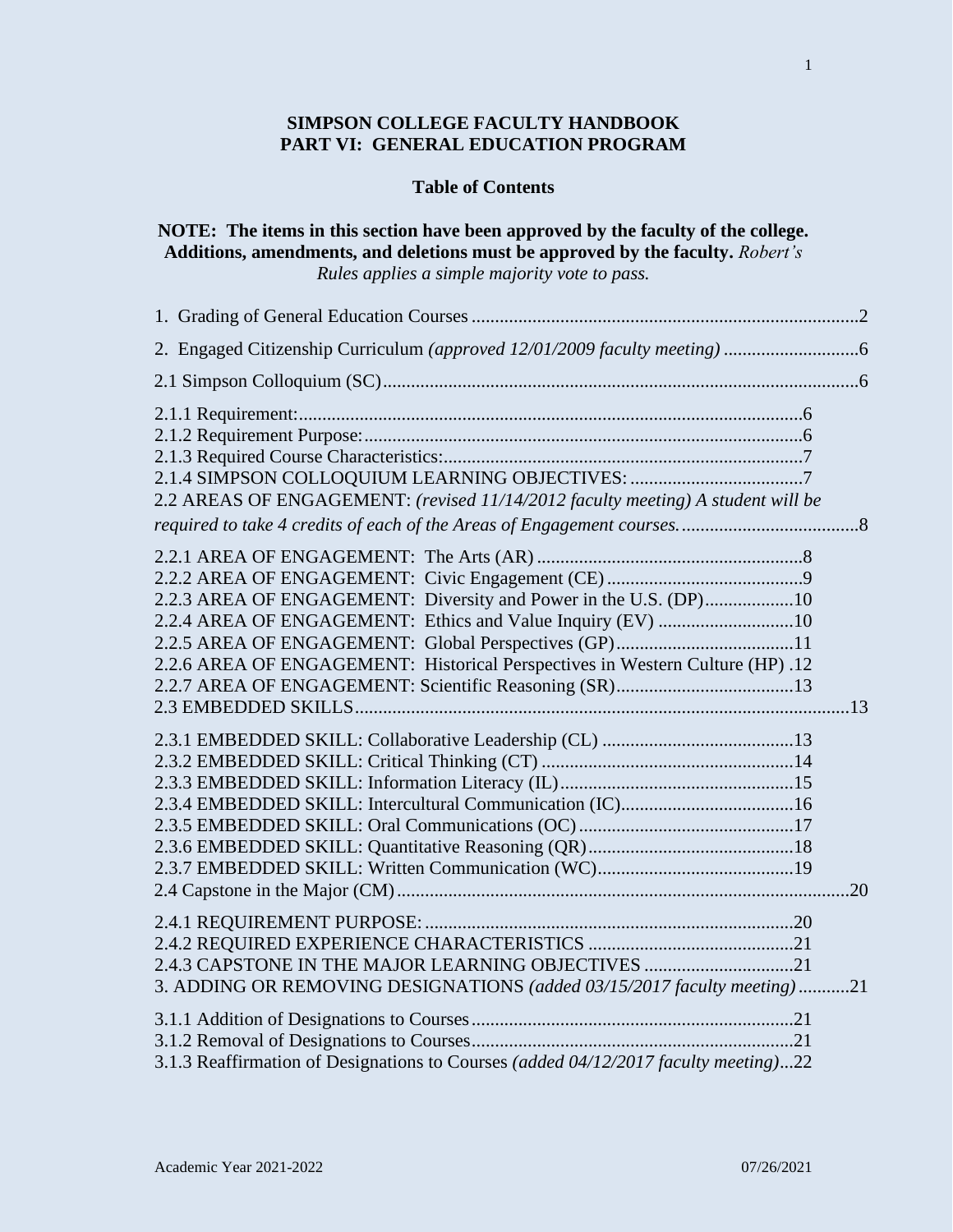# SIMPSON COLLEGE FACULTY HANDBOOK
# PART VI: GENERAL EDUCATION PROGRAM

## Table of Contents

**NOTE: The items in this section have been approved by the faculty of the college. Additions, amendments, and deletions must be approved by the faculty.** *Robert's Rules applies a simple majority vote to pass.*

1. Grading of General Education Courses ..........2

2. Engaged Citizenship Curriculum *(approved 12/01/2009 faculty meeting)* ..........6

2.1 Simpson Colloquium (SC) ..........6

2.1.1 Requirement: ..........6
2.1.2 Requirement Purpose: ..........6
2.1.3 Required Course Characteristics: ..........7
2.1.4 SIMPSON COLLOQUIUM LEARNING OBJECTIVES: ..........7
2.2 AREAS OF ENGAGEMENT: *(revised 11/14/2012 faculty meeting) A student will be required to take 4 credits of each of the Areas of Engagement courses.* ..........8

2.2.1 AREA OF ENGAGEMENT: The Arts (AR) ..........8
2.2.2 AREA OF ENGAGEMENT: Civic Engagement (CE) ..........9
2.2.3 AREA OF ENGAGEMENT: Diversity and Power in the U.S. (DP) ..........10
2.2.4 AREA OF ENGAGEMENT: Ethics and Value Inquiry (EV) ..........10
2.2.5 AREA OF ENGAGEMENT: Global Perspectives (GP) ..........11
2.2.6 AREA OF ENGAGEMENT: Historical Perspectives in Western Culture (HP) ..........12
2.2.7 AREA OF ENGAGEMENT: Scientific Reasoning (SR) ..........13
2.3 EMBEDDED SKILLS ..........13

2.3.1 EMBEDDED SKILL: Collaborative Leadership (CL) ..........13
2.3.2 EMBEDDED SKILL: Critical Thinking (CT) ..........14
2.3.3 EMBEDDED SKILL: Information Literacy (IL) ..........15
2.3.4 EMBEDDED SKILL: Intercultural Communication (IC) ..........16
2.3.5 EMBEDDED SKILL: Oral Communications (OC) ..........17
2.3.6 EMBEDDED SKILL: Quantitative Reasoning (QR) ..........18
2.3.7 EMBEDDED SKILL: Written Communication (WC) ..........19
2.4 Capstone in the Major (CM) ..........20

2.4.1 REQUIREMENT PURPOSE: ..........20
2.4.2 REQUIRED EXPERIENCE CHARACTERISTICS ..........21
2.4.3 CAPSTONE IN THE MAJOR LEARNING OBJECTIVES ..........21
3. ADDING OR REMOVING DESIGNATIONS *(added 03/15/2017 faculty meeting)* ..........21

3.1.1 Addition of Designations to Courses ..........21
3.1.2 Removal of Designations to Courses ..........21
3.1.3 Reaffirmation of Designations to Courses *(added 04/12/2017 faculty meeting)* ..........22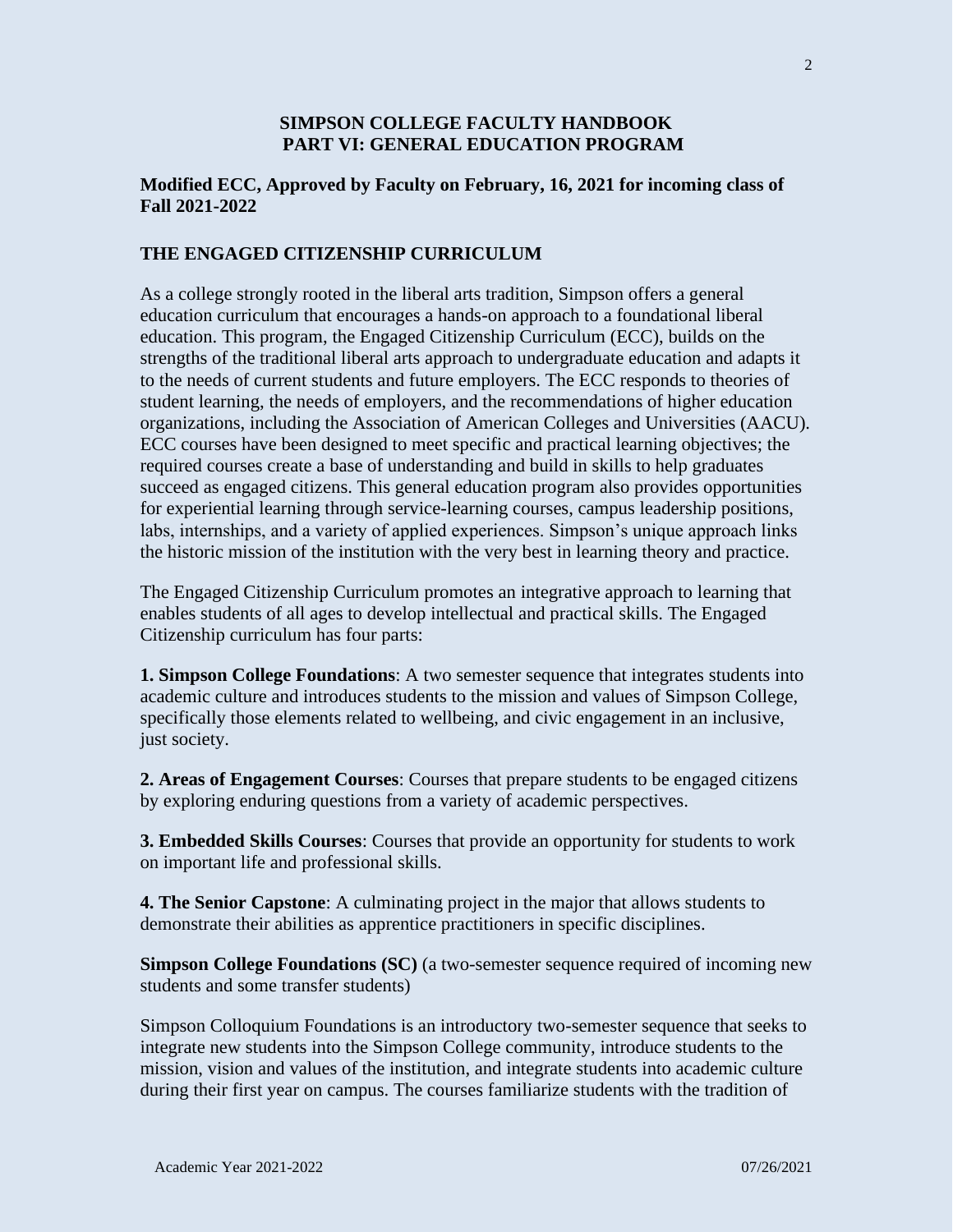# SIMPSON COLLEGE FACULTY HANDBOOK
# PART VI: GENERAL EDUCATION PROGRAM

**Modified ECC, Approved by Faculty on February, 16, 2021 for incoming class of Fall 2021-2022**

## THE ENGAGED CITIZENSHIP CURRICULUM

As a college strongly rooted in the liberal arts tradition, Simpson offers a general education curriculum that encourages a hands-on approach to a foundational liberal education. This program, the Engaged Citizenship Curriculum (ECC), builds on the strengths of the traditional liberal arts approach to undergraduate education and adapts it to the needs of current students and future employers. The ECC responds to theories of student learning, the needs of employers, and the recommendations of higher education organizations, including the Association of American Colleges and Universities (AACU). ECC courses have been designed to meet specific and practical learning objectives; the required courses create a base of understanding and build in skills to help graduates succeed as engaged citizens. This general education program also provides opportunities for experiential learning through service-learning courses, campus leadership positions, labs, internships, and a variety of applied experiences. Simpson's unique approach links the historic mission of the institution with the very best in learning theory and practice.

The Engaged Citizenship Curriculum promotes an integrative approach to learning that enables students of all ages to develop intellectual and practical skills. The Engaged Citizenship curriculum has four parts:

**1. Simpson College Foundations**: A two semester sequence that integrates students into academic culture and introduces students to the mission and values of Simpson College, specifically those elements related to wellbeing, and civic engagement in an inclusive, just society.

**2. Areas of Engagement Courses**: Courses that prepare students to be engaged citizens by exploring enduring questions from a variety of academic perspectives.

**3. Embedded Skills Courses**: Courses that provide an opportunity for students to work on important life and professional skills.

**4. The Senior Capstone**: A culminating project in the major that allows students to demonstrate their abilities as apprentice practitioners in specific disciplines.

**Simpson College Foundations (SC)** (a two-semester sequence required of incoming new students and some transfer students)

Simpson Colloquium Foundations is an introductory two-semester sequence that seeks to integrate new students into the Simpson College community, introduce students to the mission, vision and values of the institution, and integrate students into academic culture during their first year on campus. The courses familiarize students with the tradition of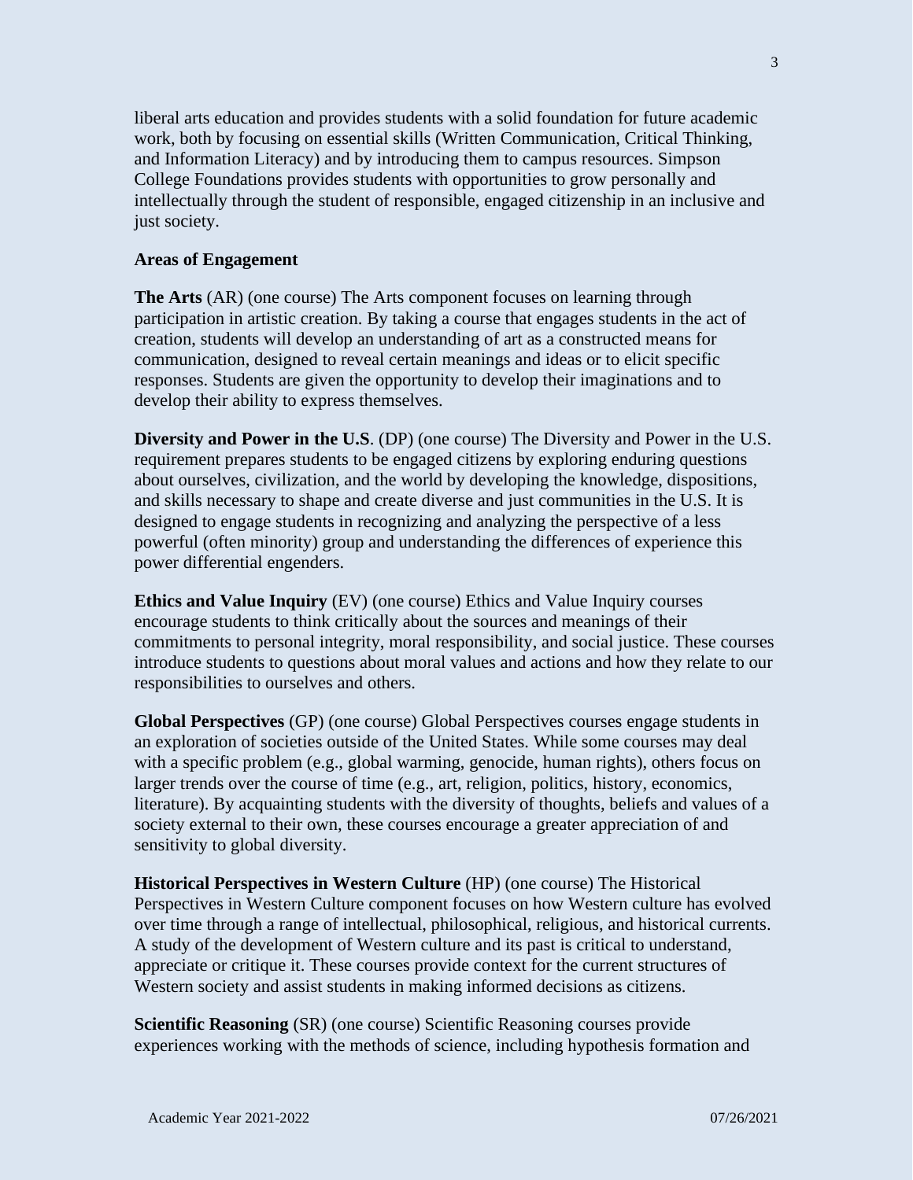liberal arts education and provides students with a solid foundation for future academic work, both by focusing on essential skills (Written Communication, Critical Thinking, and Information Literacy) and by introducing them to campus resources. Simpson College Foundations provides students with opportunities to grow personally and intellectually through the student of responsible, engaged citizenship in an inclusive and just society.

**Areas of Engagement**

**The Arts** (AR) (one course) The Arts component focuses on learning through participation in artistic creation. By taking a course that engages students in the act of creation, students will develop an understanding of art as a constructed means for communication, designed to reveal certain meanings and ideas or to elicit specific responses. Students are given the opportunity to develop their imaginations and to develop their ability to express themselves.

**Diversity and Power in the U.S**. (DP) (one course) The Diversity and Power in the U.S. requirement prepares students to be engaged citizens by exploring enduring questions about ourselves, civilization, and the world by developing the knowledge, dispositions, and skills necessary to shape and create diverse and just communities in the U.S. It is designed to engage students in recognizing and analyzing the perspective of a less powerful (often minority) group and understanding the differences of experience this power differential engenders.

**Ethics and Value Inquiry** (EV) (one course) Ethics and Value Inquiry courses encourage students to think critically about the sources and meanings of their commitments to personal integrity, moral responsibility, and social justice. These courses introduce students to questions about moral values and actions and how they relate to our responsibilities to ourselves and others.

**Global Perspectives** (GP) (one course) Global Perspectives courses engage students in an exploration of societies outside of the United States. While some courses may deal with a specific problem (e.g., global warming, genocide, human rights), others focus on larger trends over the course of time (e.g., art, religion, politics, history, economics, literature). By acquainting students with the diversity of thoughts, beliefs and values of a society external to their own, these courses encourage a greater appreciation of and sensitivity to global diversity.

**Historical Perspectives in Western Culture** (HP) (one course) The Historical Perspectives in Western Culture component focuses on how Western culture has evolved over time through a range of intellectual, philosophical, religious, and historical currents. A study of the development of Western culture and its past is critical to understand, appreciate or critique it. These courses provide context for the current structures of Western society and assist students in making informed decisions as citizens.

**Scientific Reasoning** (SR) (one course) Scientific Reasoning courses provide experiences working with the methods of science, including hypothesis formation and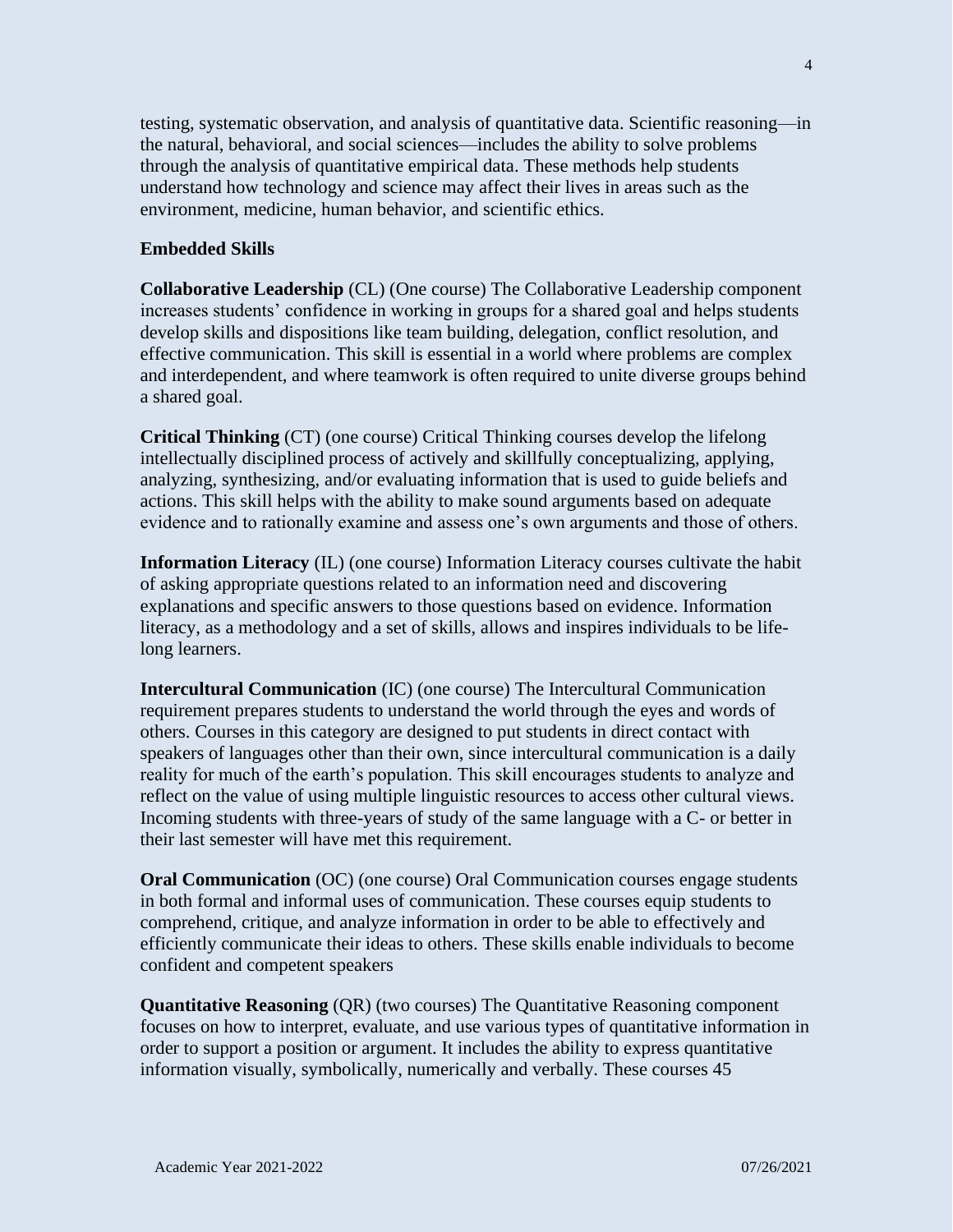testing, systematic observation, and analysis of quantitative data. Scientific reasoning—in the natural, behavioral, and social sciences—includes the ability to solve problems through the analysis of quantitative empirical data. These methods help students understand how technology and science may affect their lives in areas such as the environment, medicine, human behavior, and scientific ethics.

**Embedded Skills**

**Collaborative Leadership** (CL) (One course) The Collaborative Leadership component increases students' confidence in working in groups for a shared goal and helps students develop skills and dispositions like team building, delegation, conflict resolution, and effective communication. This skill is essential in a world where problems are complex and interdependent, and where teamwork is often required to unite diverse groups behind a shared goal.

**Critical Thinking** (CT) (one course) Critical Thinking courses develop the lifelong intellectually disciplined process of actively and skillfully conceptualizing, applying, analyzing, synthesizing, and/or evaluating information that is used to guide beliefs and actions. This skill helps with the ability to make sound arguments based on adequate evidence and to rationally examine and assess one's own arguments and those of others.

**Information Literacy** (IL) (one course) Information Literacy courses cultivate the habit of asking appropriate questions related to an information need and discovering explanations and specific answers to those questions based on evidence. Information literacy, as a methodology and a set of skills, allows and inspires individuals to be life-long learners.

**Intercultural Communication** (IC) (one course) The Intercultural Communication requirement prepares students to understand the world through the eyes and words of others. Courses in this category are designed to put students in direct contact with speakers of languages other than their own, since intercultural communication is a daily reality for much of the earth's population. This skill encourages students to analyze and reflect on the value of using multiple linguistic resources to access other cultural views. Incoming students with three-years of study of the same language with a C- or better in their last semester will have met this requirement.

**Oral Communication** (OC) (one course) Oral Communication courses engage students in both formal and informal uses of communication. These courses equip students to comprehend, critique, and analyze information in order to be able to effectively and efficiently communicate their ideas to others. These skills enable individuals to become confident and competent speakers

**Quantitative Reasoning** (QR) (two courses) The Quantitative Reasoning component focuses on how to interpret, evaluate, and use various types of quantitative information in order to support a position or argument. It includes the ability to express quantitative information visually, symbolically, numerically and verbally. These courses 45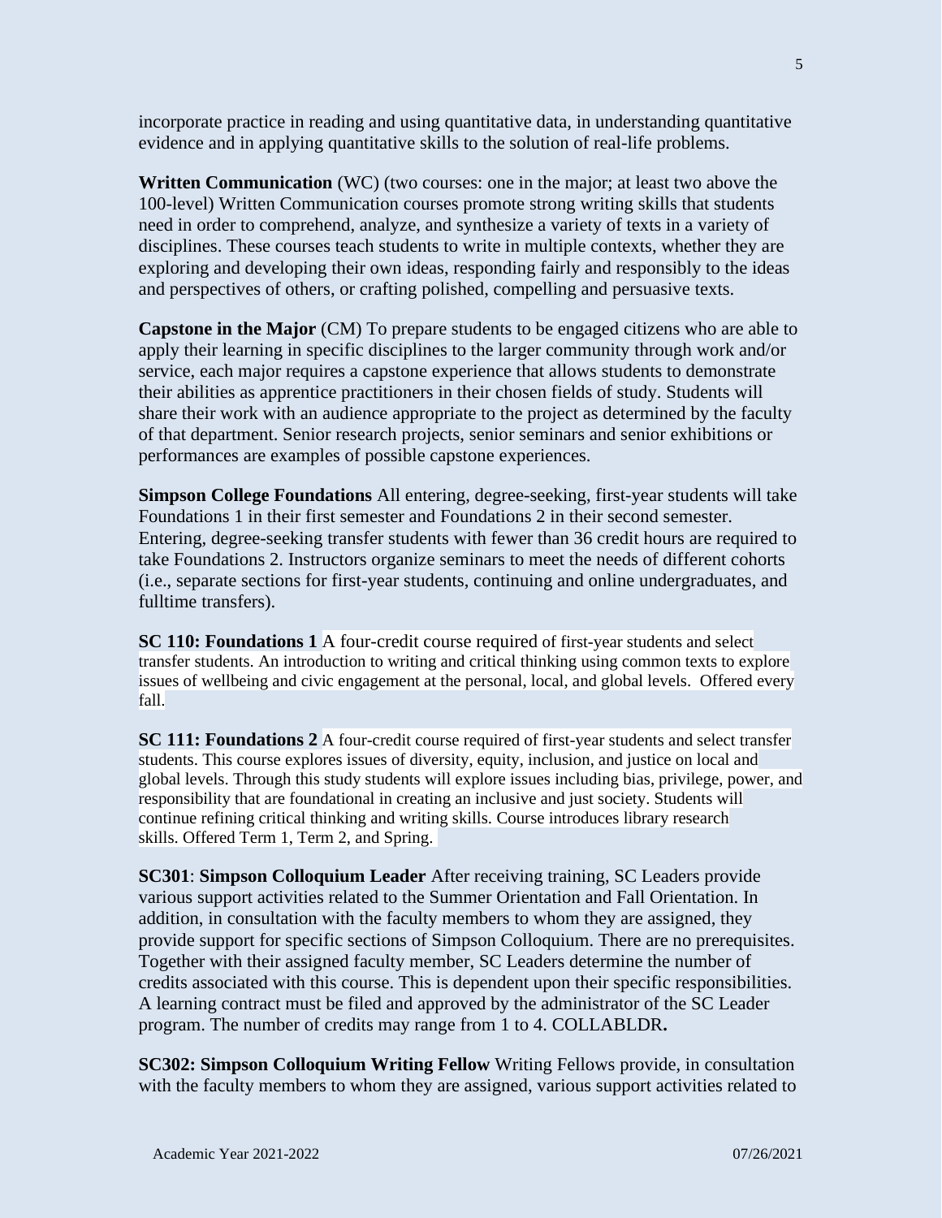incorporate practice in reading and using quantitative data, in understanding quantitative evidence and in applying quantitative skills to the solution of real-life problems.

**Written Communication** (WC) (two courses: one in the major; at least two above the 100-level) Written Communication courses promote strong writing skills that students need in order to comprehend, analyze, and synthesize a variety of texts in a variety of disciplines. These courses teach students to write in multiple contexts, whether they are exploring and developing their own ideas, responding fairly and responsibly to the ideas and perspectives of others, or crafting polished, compelling and persuasive texts.

**Capstone in the Major** (CM) To prepare students to be engaged citizens who are able to apply their learning in specific disciplines to the larger community through work and/or service, each major requires a capstone experience that allows students to demonstrate their abilities as apprentice practitioners in their chosen fields of study. Students will share their work with an audience appropriate to the project as determined by the faculty of that department. Senior research projects, senior seminars and senior exhibitions or performances are examples of possible capstone experiences.

**Simpson College Foundations** All entering, degree-seeking, first-year students will take Foundations 1 in their first semester and Foundations 2 in their second semester. Entering, degree-seeking transfer students with fewer than 36 credit hours are required to take Foundations 2. Instructors organize seminars to meet the needs of different cohorts (i.e., separate sections for first-year students, continuing and online undergraduates, and fulltime transfers).

**SC 110: Foundations 1** A four-credit course required of first-year students and select transfer students. An introduction to writing and critical thinking using common texts to explore issues of wellbeing and civic engagement at the personal, local, and global levels. Offered every fall.

**SC 111: Foundations 2** A four-credit course required of first-year students and select transfer students. This course explores issues of diversity, equity, inclusion, and justice on local and global levels. Through this study students will explore issues including bias, privilege, power, and responsibility that are foundational in creating an inclusive and just society. Students will continue refining critical thinking and writing skills. Course introduces library research skills. Offered Term 1, Term 2, and Spring.

**SC301**: **Simpson Colloquium Leader** After receiving training, SC Leaders provide various support activities related to the Summer Orientation and Fall Orientation. In addition, in consultation with the faculty members to whom they are assigned, they provide support for specific sections of Simpson Colloquium. There are no prerequisites. Together with their assigned faculty member, SC Leaders determine the number of credits associated with this course. This is dependent upon their specific responsibilities. A learning contract must be filed and approved by the administrator of the SC Leader program. The number of credits may range from 1 to 4. COLLABLDR**.**

**SC302: Simpson Colloquium Writing Fellow** Writing Fellows provide, in consultation with the faculty members to whom they are assigned, various support activities related to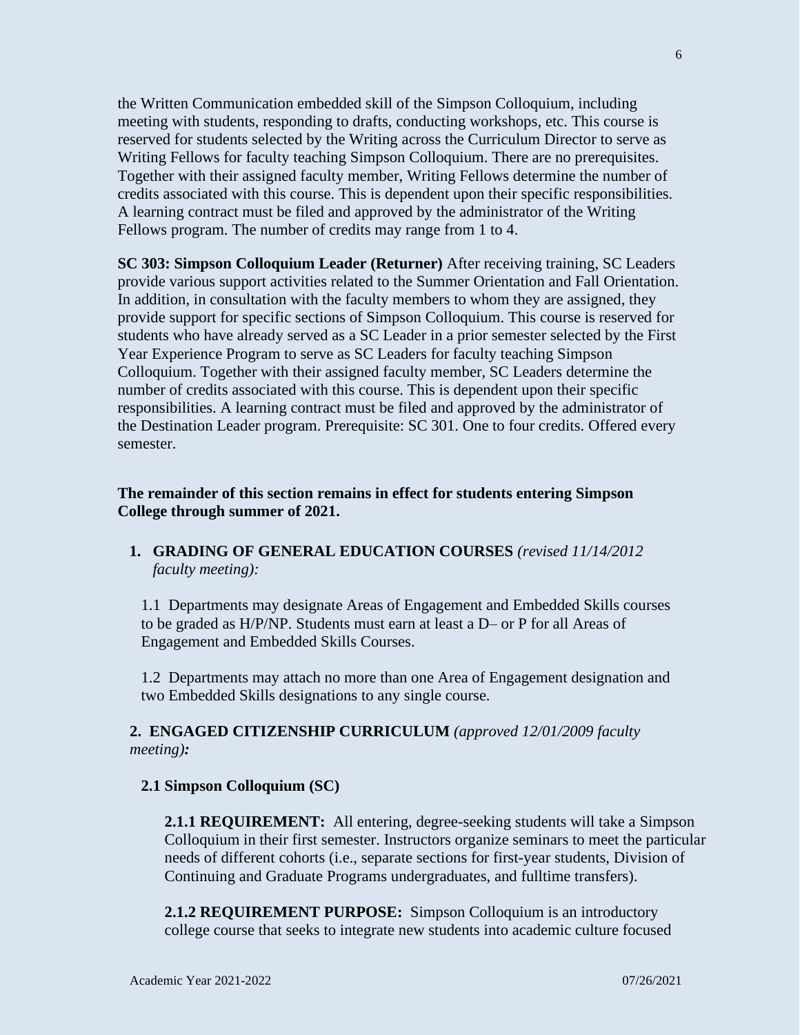the Written Communication embedded skill of the Simpson Colloquium, including meeting with students, responding to drafts, conducting workshops, etc. This course is reserved for students selected by the Writing across the Curriculum Director to serve as Writing Fellows for faculty teaching Simpson Colloquium. There are no prerequisites. Together with their assigned faculty member, Writing Fellows determine the number of credits associated with this course. This is dependent upon their specific responsibilities. A learning contract must be filed and approved by the administrator of the Writing Fellows program. The number of credits may range from 1 to 4.

**SC 303: Simpson Colloquium Leader (Returner)** After receiving training, SC Leaders provide various support activities related to the Summer Orientation and Fall Orientation. In addition, in consultation with the faculty members to whom they are assigned, they provide support for specific sections of Simpson Colloquium. This course is reserved for students who have already served as a SC Leader in a prior semester selected by the First Year Experience Program to serve as SC Leaders for faculty teaching Simpson Colloquium. Together with their assigned faculty member, SC Leaders determine the number of credits associated with this course. This is dependent upon their specific responsibilities. A learning contract must be filed and approved by the administrator of the Destination Leader program. Prerequisite: SC 301. One to four credits. Offered every semester.

**The remainder of this section remains in effect for students entering Simpson College through summer of 2021.**

1. **GRADING OF GENERAL EDUCATION COURSES** *(revised 11/14/2012 faculty meeting):*

   1.1 Departments may designate Areas of Engagement and Embedded Skills courses to be graded as H/P/NP. Students must earn at least a D– or P for all Areas of Engagement and Embedded Skills Courses.

   1.2 Departments may attach no more than one Area of Engagement designation and two Embedded Skills designations to any single course.

**2. ENGAGED CITIZENSHIP CURRICULUM** *(approved 12/01/2009 faculty meeting)**:***

**2.1 Simpson Colloquium (SC)**

**2.1.1 REQUIREMENT:** All entering, degree-seeking students will take a Simpson Colloquium in their first semester. Instructors organize seminars to meet the particular needs of different cohorts (i.e., separate sections for first-year students, Division of Continuing and Graduate Programs undergraduates, and fulltime transfers).

**2.1.2 REQUIREMENT PURPOSE:** Simpson Colloquium is an introductory college course that seeks to integrate new students into academic culture focused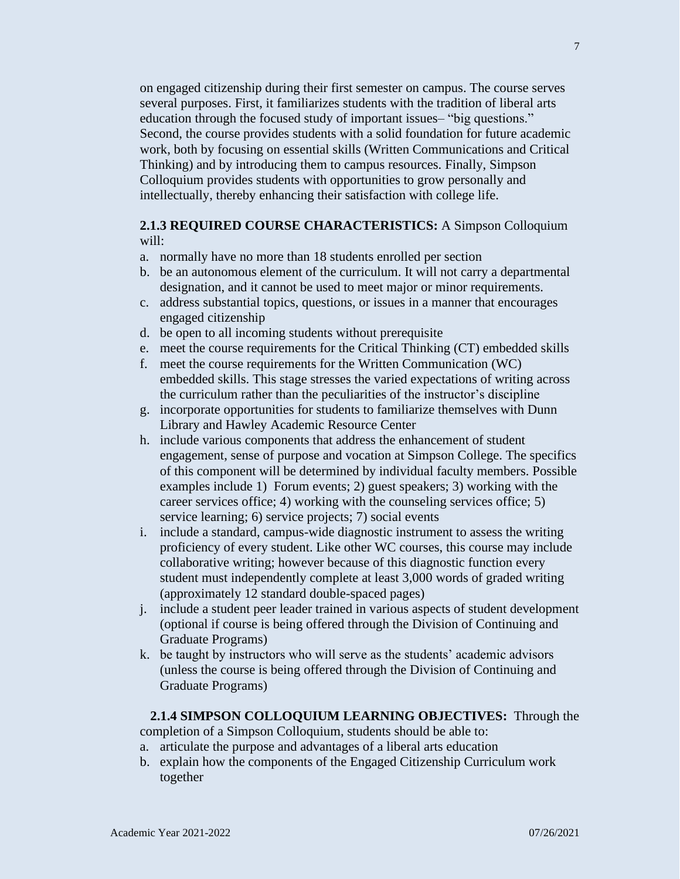on engaged citizenship during their first semester on campus. The course serves several purposes. First, it familiarizes students with the tradition of liberal arts education through the focused study of important issues– "big questions." Second, the course provides students with a solid foundation for future academic work, both by focusing on essential skills (Written Communications and Critical Thinking) and by introducing them to campus resources. Finally, Simpson Colloquium provides students with opportunities to grow personally and intellectually, thereby enhancing their satisfaction with college life.

**2.1.3 REQUIRED COURSE CHARACTERISTICS:** A Simpson Colloquium will:

a. normally have no more than 18 students enrolled per section
b. be an autonomous element of the curriculum. It will not carry a departmental designation, and it cannot be used to meet major or minor requirements.
c. address substantial topics, questions, or issues in a manner that encourages engaged citizenship
d. be open to all incoming students without prerequisite
e. meet the course requirements for the Critical Thinking (CT) embedded skills
f. meet the course requirements for the Written Communication (WC) embedded skills. This stage stresses the varied expectations of writing across the curriculum rather than the peculiarities of the instructor's discipline
g. incorporate opportunities for students to familiarize themselves with Dunn Library and Hawley Academic Resource Center
h. include various components that address the enhancement of student engagement, sense of purpose and vocation at Simpson College. The specifics of this component will be determined by individual faculty members. Possible examples include 1) Forum events; 2) guest speakers; 3) working with the career services office; 4) working with the counseling services office; 5) service learning; 6) service projects; 7) social events
i. include a standard, campus-wide diagnostic instrument to assess the writing proficiency of every student. Like other WC courses, this course may include collaborative writing; however because of this diagnostic function every student must independently complete at least 3,000 words of graded writing (approximately 12 standard double-spaced pages)
j. include a student peer leader trained in various aspects of student development (optional if course is being offered through the Division of Continuing and Graduate Programs)
k. be taught by instructors who will serve as the students' academic advisors (unless the course is being offered through the Division of Continuing and Graduate Programs)

**2.1.4 SIMPSON COLLOQUIUM LEARNING OBJECTIVES:** Through the completion of a Simpson Colloquium, students should be able to:

a. articulate the purpose and advantages of a liberal arts education
b. explain how the components of the Engaged Citizenship Curriculum work together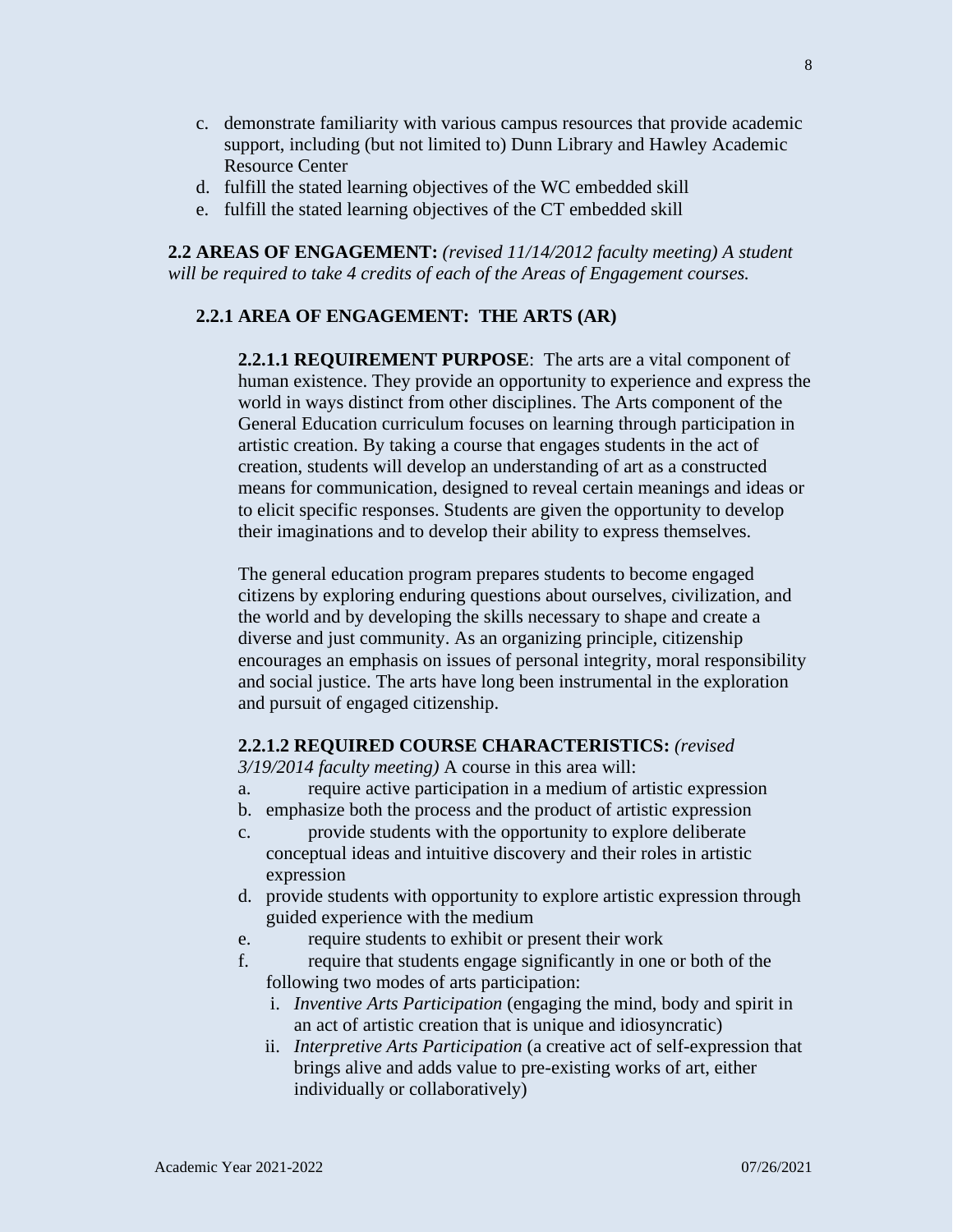c. demonstrate familiarity with various campus resources that provide academic support, including (but not limited to) Dunn Library and Hawley Academic Resource Center
d. fulfill the stated learning objectives of the WC embedded skill
e. fulfill the stated learning objectives of the CT embedded skill

**2.2 AREAS OF ENGAGEMENT:** *(revised 11/14/2012 faculty meeting) A student will be required to take 4 credits of each of the Areas of Engagement courses.*

### 2.2.1 AREA OF ENGAGEMENT: THE ARTS (AR)

**2.2.1.1 REQUIREMENT PURPOSE**: The arts are a vital component of human existence. They provide an opportunity to experience and express the world in ways distinct from other disciplines. The Arts component of the General Education curriculum focuses on learning through participation in artistic creation. By taking a course that engages students in the act of creation, students will develop an understanding of art as a constructed means for communication, designed to reveal certain meanings and ideas or to elicit specific responses. Students are given the opportunity to develop their imaginations and to develop their ability to express themselves.

The general education program prepares students to become engaged citizens by exploring enduring questions about ourselves, civilization, and the world and by developing the skills necessary to shape and create a diverse and just community. As an organizing principle, citizenship encourages an emphasis on issues of personal integrity, moral responsibility and social justice. The arts have long been instrumental in the exploration and pursuit of engaged citizenship.

**2.2.1.2 REQUIRED COURSE CHARACTERISTICS:** *(revised 3/19/2014 faculty meeting)* A course in this area will:

a. require active participation in a medium of artistic expression
b. emphasize both the process and the product of artistic expression
c. provide students with the opportunity to explore deliberate conceptual ideas and intuitive discovery and their roles in artistic expression
d. provide students with opportunity to explore artistic expression through guided experience with the medium
e. require students to exhibit or present their work
f. require that students engage significantly in one or both of the following two modes of arts participation:
   i. *Inventive Arts Participation* (engaging the mind, body and spirit in an act of artistic creation that is unique and idiosyncratic)
   ii. *Interpretive Arts Participation* (a creative act of self-expression that brings alive and adds value to pre-existing works of art, either individually or collaboratively)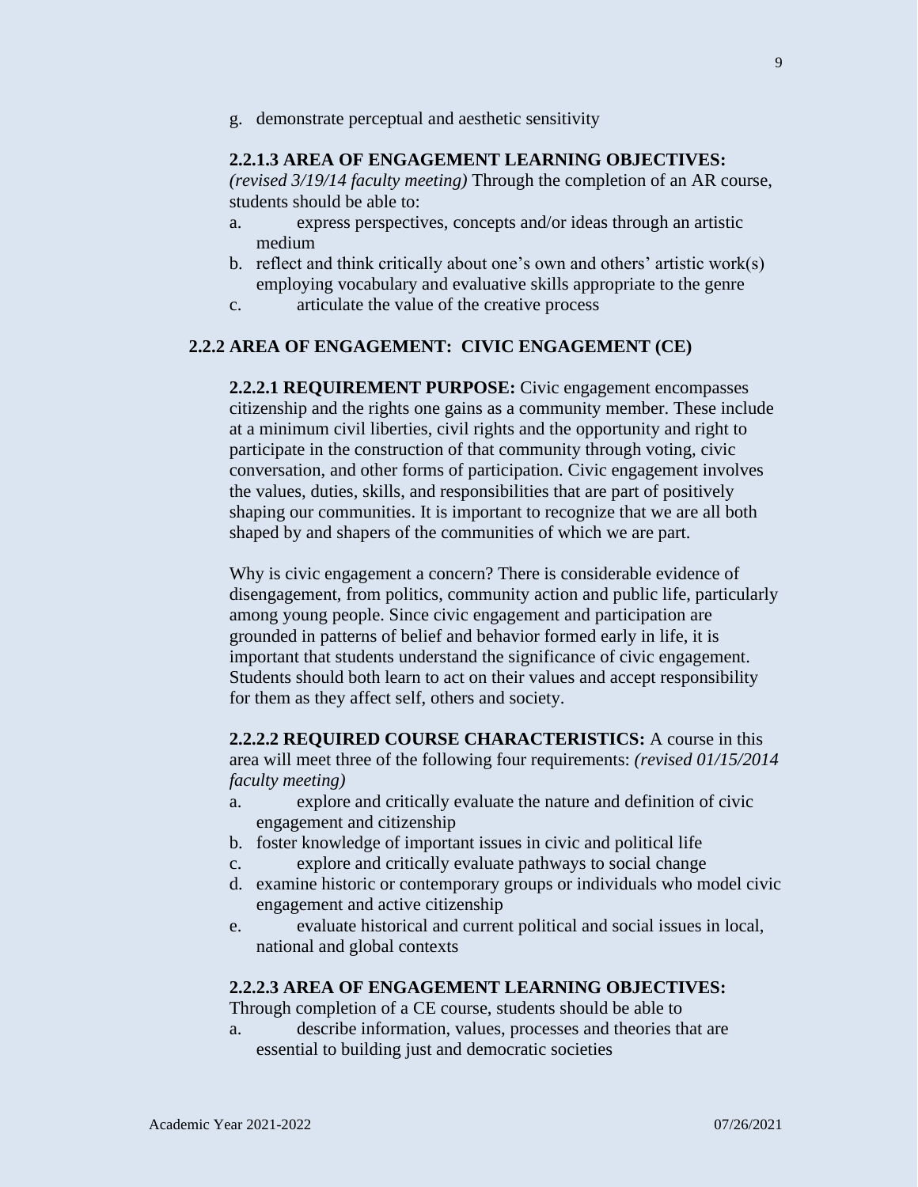g. demonstrate perceptual and aesthetic sensitivity

#### 2.2.1.3 AREA OF ENGAGEMENT LEARNING OBJECTIVES:

*(revised 3/19/14 faculty meeting)* Through the completion of an AR course, students should be able to:

a. express perspectives, concepts and/or ideas through an artistic medium
b. reflect and think critically about one's own and others' artistic work(s) employing vocabulary and evaluative skills appropriate to the genre
c. articulate the value of the creative process

### 2.2.2 AREA OF ENGAGEMENT: CIVIC ENGAGEMENT (CE)

**2.2.2.1 REQUIREMENT PURPOSE:** Civic engagement encompasses citizenship and the rights one gains as a community member. These include at a minimum civil liberties, civil rights and the opportunity and right to participate in the construction of that community through voting, civic conversation, and other forms of participation. Civic engagement involves the values, duties, skills, and responsibilities that are part of positively shaping our communities. It is important to recognize that we are all both shaped by and shapers of the communities of which we are part.

Why is civic engagement a concern? There is considerable evidence of disengagement, from politics, community action and public life, particularly among young people. Since civic engagement and participation are grounded in patterns of belief and behavior formed early in life, it is important that students understand the significance of civic engagement. Students should both learn to act on their values and accept responsibility for them as they affect self, others and society.

**2.2.2.2 REQUIRED COURSE CHARACTERISTICS:** A course in this area will meet three of the following four requirements: *(revised 01/15/2014 faculty meeting)*

a. explore and critically evaluate the nature and definition of civic engagement and citizenship
b. foster knowledge of important issues in civic and political life
c. explore and critically evaluate pathways to social change
d. examine historic or contemporary groups or individuals who model civic engagement and active citizenship
e. evaluate historical and current political and social issues in local, national and global contexts

#### 2.2.2.3 AREA OF ENGAGEMENT LEARNING OBJECTIVES:

Through completion of a CE course, students should be able to

a. describe information, values, processes and theories that are essential to building just and democratic societies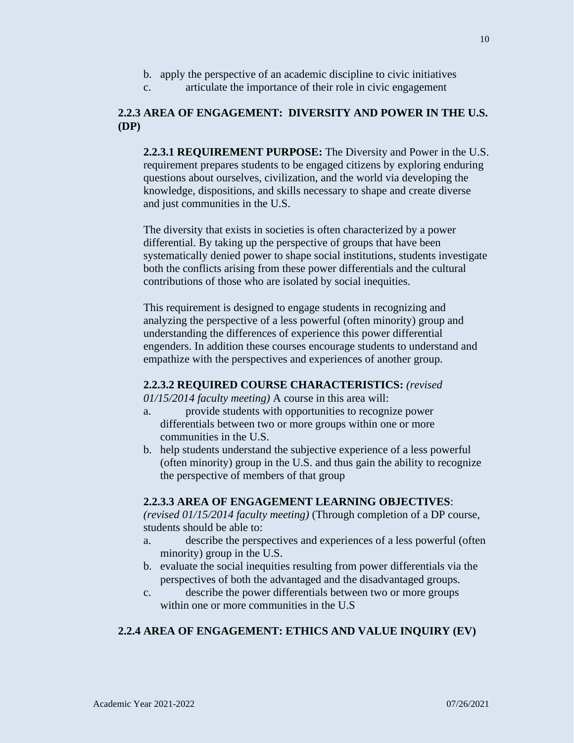b. apply the perspective of an academic discipline to civic initiatives
c. articulate the importance of their role in civic engagement

### 2.2.3 AREA OF ENGAGEMENT: DIVERSITY AND POWER IN THE U.S. (DP)

**2.2.3.1 REQUIREMENT PURPOSE:** The Diversity and Power in the U.S. requirement prepares students to be engaged citizens by exploring enduring questions about ourselves, civilization, and the world via developing the knowledge, dispositions, and skills necessary to shape and create diverse and just communities in the U.S.

The diversity that exists in societies is often characterized by a power differential. By taking up the perspective of groups that have been systematically denied power to shape social institutions, students investigate both the conflicts arising from these power differentials and the cultural contributions of those who are isolated by social inequities.

This requirement is designed to engage students in recognizing and analyzing the perspective of a less powerful (often minority) group and understanding the differences of experience this power differential engenders. In addition these courses encourage students to understand and empathize with the perspectives and experiences of another group.

**2.2.3.2 REQUIRED COURSE CHARACTERISTICS:** *(revised 01/15/2014 faculty meeting)* A course in this area will:

a. provide students with opportunities to recognize power differentials between two or more groups within one or more communities in the U.S.
b. help students understand the subjective experience of a less powerful (often minority) group in the U.S. and thus gain the ability to recognize the perspective of members of that group

**2.2.3.3 AREA OF ENGAGEMENT LEARNING OBJECTIVES**: *(revised 01/15/2014 faculty meeting)* (Through completion of a DP course, students should be able to:

a. describe the perspectives and experiences of a less powerful (often minority) group in the U.S.
b. evaluate the social inequities resulting from power differentials via the perspectives of both the advantaged and the disadvantaged groups.
c. describe the power differentials between two or more groups within one or more communities in the U.S

### 2.2.4 AREA OF ENGAGEMENT: ETHICS AND VALUE INQUIRY (EV)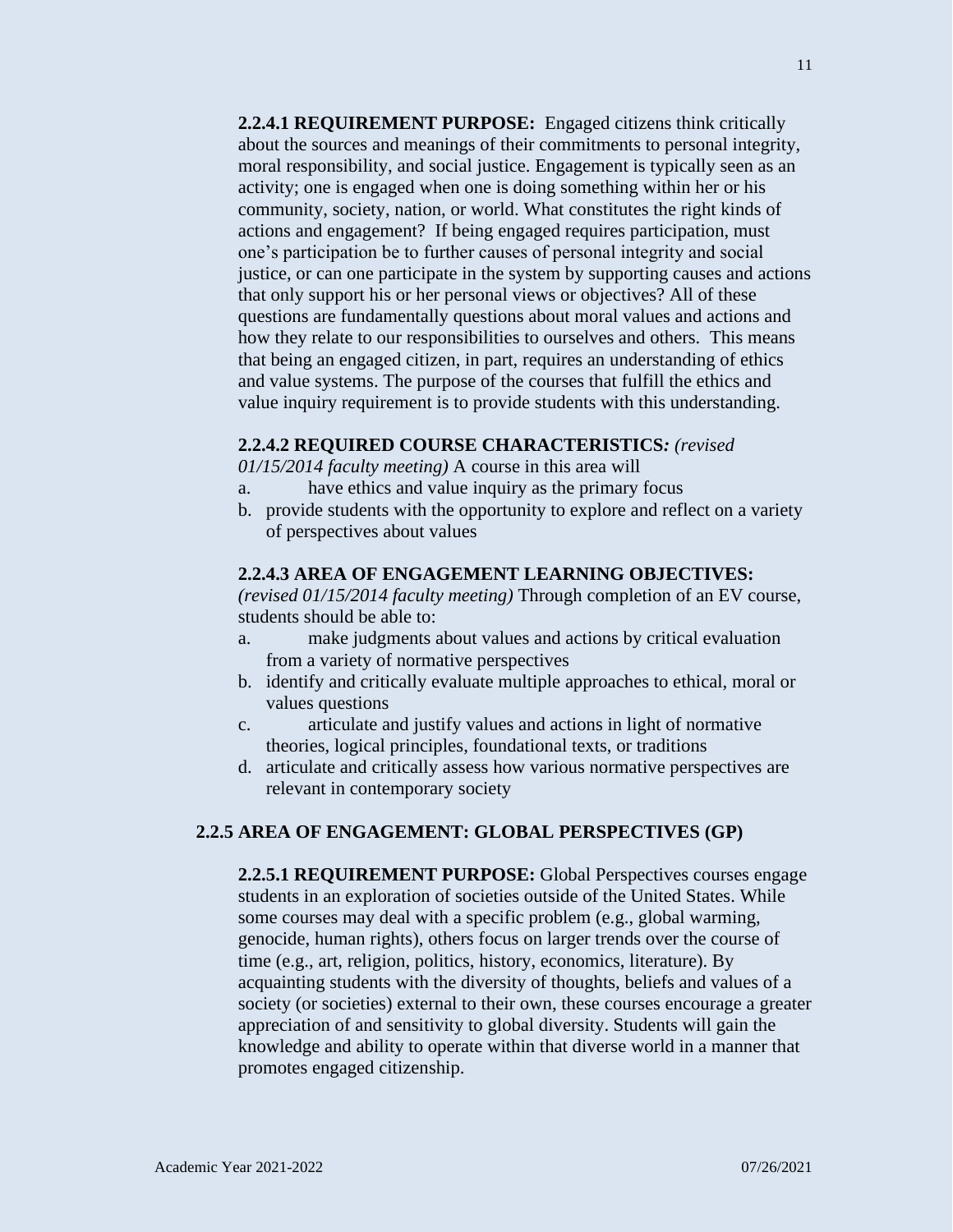**2.2.4.1 REQUIREMENT PURPOSE:** Engaged citizens think critically about the sources and meanings of their commitments to personal integrity, moral responsibility, and social justice. Engagement is typically seen as an activity; one is engaged when one is doing something within her or his community, society, nation, or world. What constitutes the right kinds of actions and engagement? If being engaged requires participation, must one's participation be to further causes of personal integrity and social justice, or can one participate in the system by supporting causes and actions that only support his or her personal views or objectives? All of these questions are fundamentally questions about moral values and actions and how they relate to our responsibilities to ourselves and others. This means that being an engaged citizen, in part, requires an understanding of ethics and value systems. The purpose of the courses that fulfill the ethics and value inquiry requirement is to provide students with this understanding.

**2.2.4.2 REQUIRED COURSE CHARACTERISTICS***: (revised 01/15/2014 faculty meeting)* A course in this area will

a. have ethics and value inquiry as the primary focus
b. provide students with the opportunity to explore and reflect on a variety of perspectives about values

**2.2.4.3 AREA OF ENGAGEMENT LEARNING OBJECTIVES:** *(revised 01/15/2014 faculty meeting)* Through completion of an EV course, students should be able to:

a. make judgments about values and actions by critical evaluation from a variety of normative perspectives
b. identify and critically evaluate multiple approaches to ethical, moral or values questions
c. articulate and justify values and actions in light of normative theories, logical principles, foundational texts, or traditions
d. articulate and critically assess how various normative perspectives are relevant in contemporary society

## 2.2.5 AREA OF ENGAGEMENT: GLOBAL PERSPECTIVES (GP)

**2.2.5.1 REQUIREMENT PURPOSE:** Global Perspectives courses engage students in an exploration of societies outside of the United States. While some courses may deal with a specific problem (e.g., global warming, genocide, human rights), others focus on larger trends over the course of time (e.g., art, religion, politics, history, economics, literature). By acquainting students with the diversity of thoughts, beliefs and values of a society (or societies) external to their own, these courses encourage a greater appreciation of and sensitivity to global diversity. Students will gain the knowledge and ability to operate within that diverse world in a manner that promotes engaged citizenship.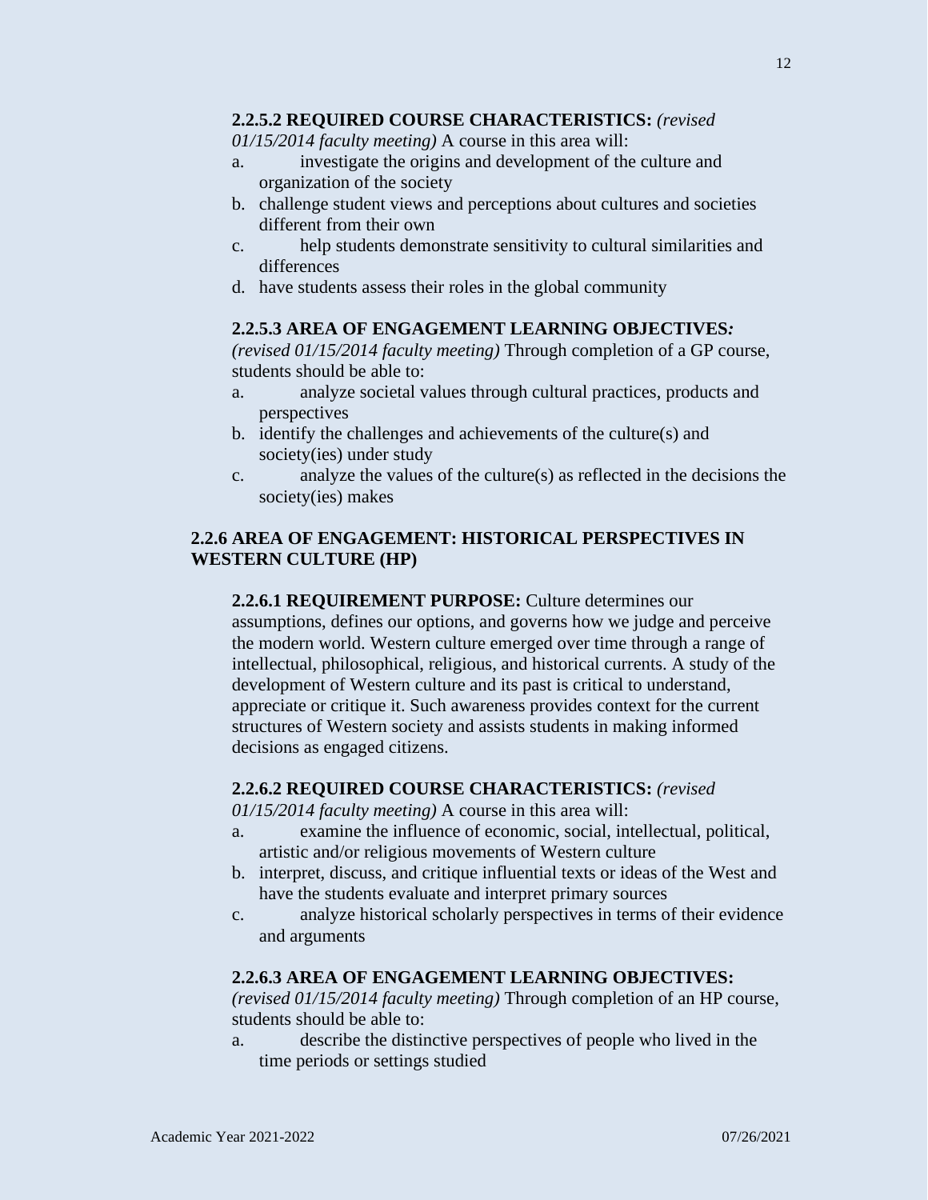**2.2.5.2 REQUIRED COURSE CHARACTERISTICS:** *(revised 01/15/2014 faculty meeting)* A course in this area will:

a. investigate the origins and development of the culture and organization of the society
b. challenge student views and perceptions about cultures and societies different from their own
c. help students demonstrate sensitivity to cultural similarities and differences
d. have students assess their roles in the global community

**2.2.5.3 AREA OF ENGAGEMENT LEARNING OBJECTIVES***:* *(revised 01/15/2014 faculty meeting)* Through completion of a GP course, students should be able to:

a. analyze societal values through cultural practices, products and perspectives
b. identify the challenges and achievements of the culture(s) and society(ies) under study
c. analyze the values of the culture(s) as reflected in the decisions the society(ies) makes

### 2.2.6 AREA OF ENGAGEMENT: HISTORICAL PERSPECTIVES IN WESTERN CULTURE (HP)

**2.2.6.1 REQUIREMENT PURPOSE:** Culture determines our assumptions, defines our options, and governs how we judge and perceive the modern world. Western culture emerged over time through a range of intellectual, philosophical, religious, and historical currents. A study of the development of Western culture and its past is critical to understand, appreciate or critique it. Such awareness provides context for the current structures of Western society and assists students in making informed decisions as engaged citizens.

**2.2.6.2 REQUIRED COURSE CHARACTERISTICS:** *(revised 01/15/2014 faculty meeting)* A course in this area will:

a. examine the influence of economic, social, intellectual, political, artistic and/or religious movements of Western culture
b. interpret, discuss, and critique influential texts or ideas of the West and have the students evaluate and interpret primary sources
c. analyze historical scholarly perspectives in terms of their evidence and arguments

**2.2.6.3 AREA OF ENGAGEMENT LEARNING OBJECTIVES:** *(revised 01/15/2014 faculty meeting)* Through completion of an HP course, students should be able to:

a. describe the distinctive perspectives of people who lived in the time periods or settings studied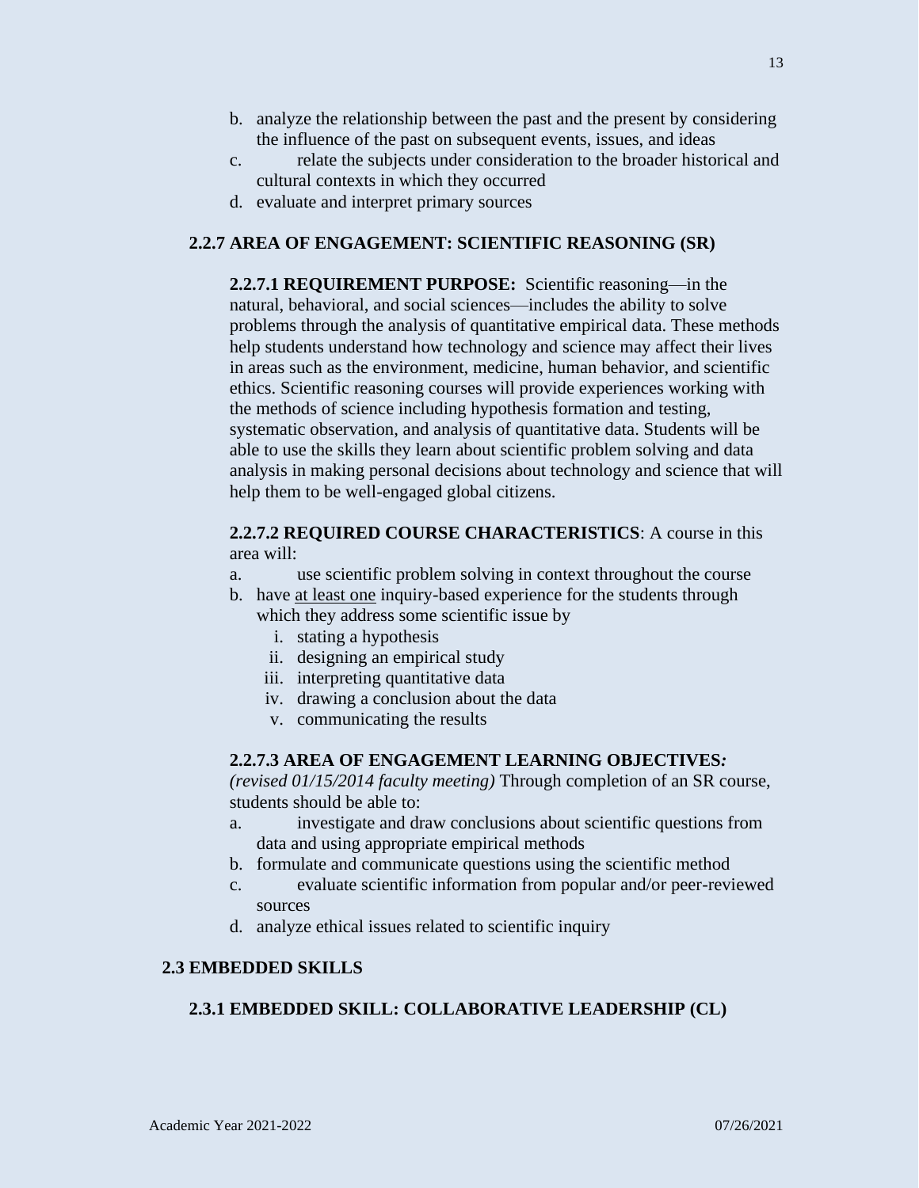b. analyze the relationship between the past and the present by considering the influence of the past on subsequent events, issues, and ideas
c. relate the subjects under consideration to the broader historical and cultural contexts in which they occurred
d. evaluate and interpret primary sources

### 2.2.7 AREA OF ENGAGEMENT: SCIENTIFIC REASONING (SR)

**2.2.7.1 REQUIREMENT PURPOSE:** Scientific reasoning—in the natural, behavioral, and social sciences—includes the ability to solve problems through the analysis of quantitative empirical data. These methods help students understand how technology and science may affect their lives in areas such as the environment, medicine, human behavior, and scientific ethics. Scientific reasoning courses will provide experiences working with the methods of science including hypothesis formation and testing, systematic observation, and analysis of quantitative data. Students will be able to use the skills they learn about scientific problem solving and data analysis in making personal decisions about technology and science that will help them to be well-engaged global citizens.

**2.2.7.2 REQUIRED COURSE CHARACTERISTICS**: A course in this area will:

a. use scientific problem solving in context throughout the course
b. have <u>at least one</u> inquiry-based experience for the students through which they address some scientific issue by
   i. stating a hypothesis
   ii. designing an empirical study
   iii. interpreting quantitative data
   iv. drawing a conclusion about the data
   v. communicating the results

**2.2.7.3 AREA OF ENGAGEMENT LEARNING OBJECTIVES*:*** *(revised 01/15/2014 faculty meeting)* Through completion of an SR course, students should be able to:

a. investigate and draw conclusions about scientific questions from data and using appropriate empirical methods
b. formulate and communicate questions using the scientific method
c. evaluate scientific information from popular and/or peer-reviewed sources
d. analyze ethical issues related to scientific inquiry

## 2.3 EMBEDDED SKILLS

### 2.3.1 EMBEDDED SKILL: COLLABORATIVE LEADERSHIP (CL)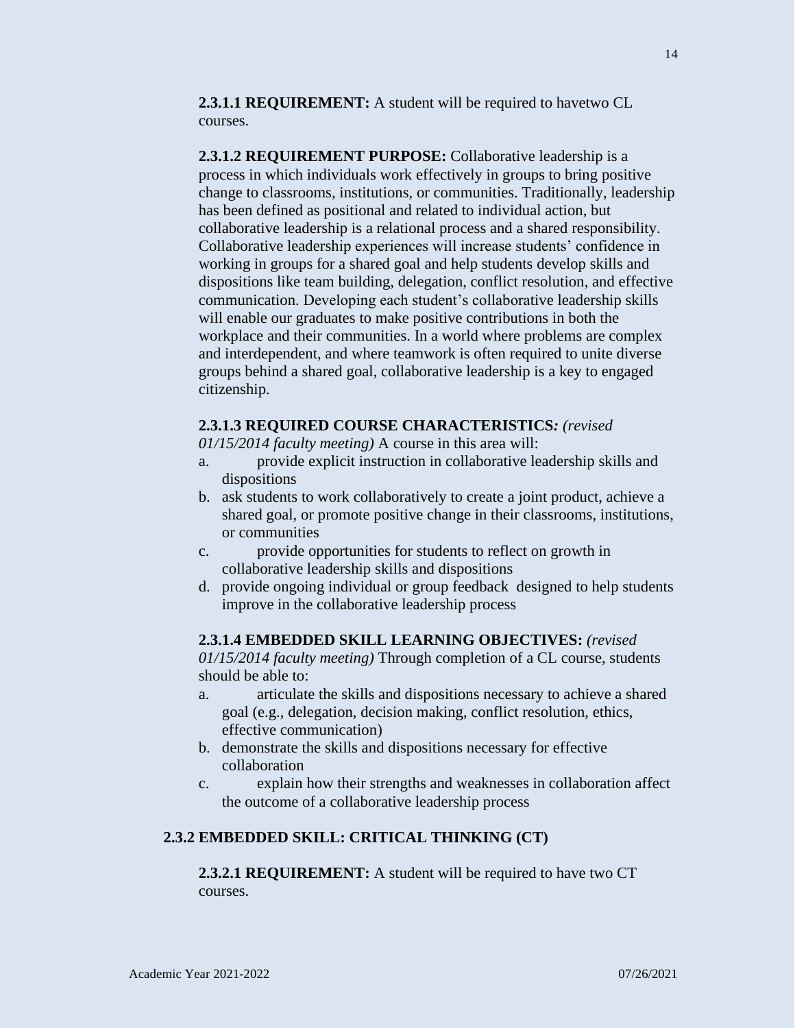**2.3.1.1 REQUIREMENT:** A student will be required to havetwo CL courses.

**2.3.1.2 REQUIREMENT PURPOSE:** Collaborative leadership is a process in which individuals work effectively in groups to bring positive change to classrooms, institutions, or communities. Traditionally, leadership has been defined as positional and related to individual action, but collaborative leadership is a relational process and a shared responsibility. Collaborative leadership experiences will increase students' confidence in working in groups for a shared goal and help students develop skills and dispositions like team building, delegation, conflict resolution, and effective communication. Developing each student's collaborative leadership skills will enable our graduates to make positive contributions in both the workplace and their communities. In a world where problems are complex and interdependent, and where teamwork is often required to unite diverse groups behind a shared goal, collaborative leadership is a key to engaged citizenship.

**2.3.1.3 REQUIRED COURSE CHARACTERISTICS***: (revised 01/15/2014 faculty meeting)* A course in this area will:

a. provide explicit instruction in collaborative leadership skills and dispositions
b. ask students to work collaboratively to create a joint product, achieve a shared goal, or promote positive change in their classrooms, institutions, or communities
c. provide opportunities for students to reflect on growth in collaborative leadership skills and dispositions
d. provide ongoing individual or group feedback designed to help students improve in the collaborative leadership process

**2.3.1.4 EMBEDDED SKILL LEARNING OBJECTIVES:** *(revised 01/15/2014 faculty meeting)* Through completion of a CL course, students should be able to:

a. articulate the skills and dispositions necessary to achieve a shared goal (e.g., delegation, decision making, conflict resolution, ethics, effective communication)
b. demonstrate the skills and dispositions necessary for effective collaboration
c. explain how their strengths and weaknesses in collaboration affect the outcome of a collaborative leadership process

### 2.3.2 EMBEDDED SKILL: CRITICAL THINKING (CT)

**2.3.2.1 REQUIREMENT:** A student will be required to have two CT courses.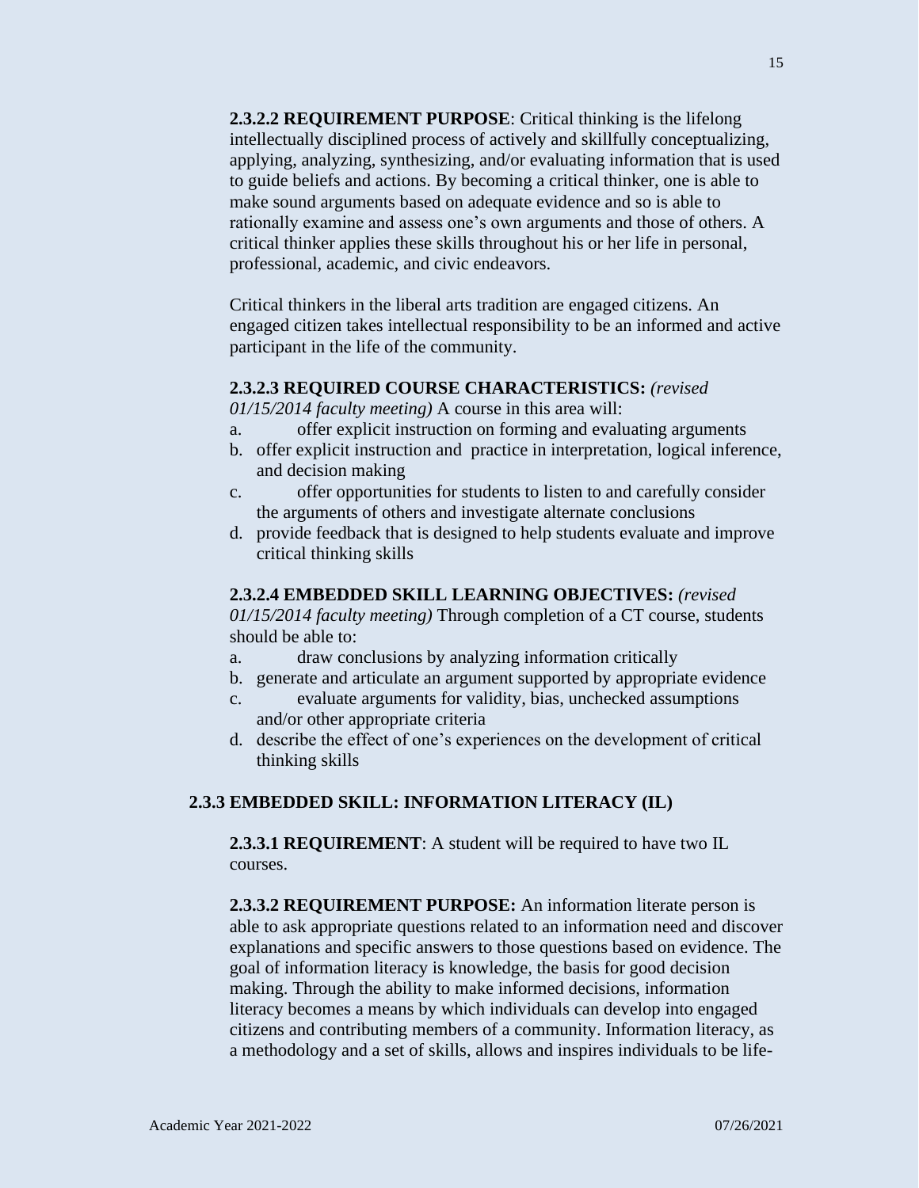**2.3.2.2 REQUIREMENT PURPOSE**: Critical thinking is the lifelong intellectually disciplined process of actively and skillfully conceptualizing, applying, analyzing, synthesizing, and/or evaluating information that is used to guide beliefs and actions. By becoming a critical thinker, one is able to make sound arguments based on adequate evidence and so is able to rationally examine and assess one's own arguments and those of others. A critical thinker applies these skills throughout his or her life in personal, professional, academic, and civic endeavors.

Critical thinkers in the liberal arts tradition are engaged citizens. An engaged citizen takes intellectual responsibility to be an informed and active participant in the life of the community.

**2.3.2.3 REQUIRED COURSE CHARACTERISTICS:** *(revised 01/15/2014 faculty meeting)* A course in this area will:

a. offer explicit instruction on forming and evaluating arguments
b. offer explicit instruction and practice in interpretation, logical inference, and decision making
c. offer opportunities for students to listen to and carefully consider the arguments of others and investigate alternate conclusions
d. provide feedback that is designed to help students evaluate and improve critical thinking skills

**2.3.2.4 EMBEDDED SKILL LEARNING OBJECTIVES:** *(revised 01/15/2014 faculty meeting)* Through completion of a CT course, students should be able to:

a. draw conclusions by analyzing information critically
b. generate and articulate an argument supported by appropriate evidence
c. evaluate arguments for validity, bias, unchecked assumptions and/or other appropriate criteria
d. describe the effect of one's experiences on the development of critical thinking skills

### 2.3.3 EMBEDDED SKILL: INFORMATION LITERACY (IL)

**2.3.3.1 REQUIREMENT**: A student will be required to have two IL courses.

**2.3.3.2 REQUIREMENT PURPOSE:** An information literate person is able to ask appropriate questions related to an information need and discover explanations and specific answers to those questions based on evidence. The goal of information literacy is knowledge, the basis for good decision making. Through the ability to make informed decisions, information literacy becomes a means by which individuals can develop into engaged citizens and contributing members of a community. Information literacy, as a methodology and a set of skills, allows and inspires individuals to be life-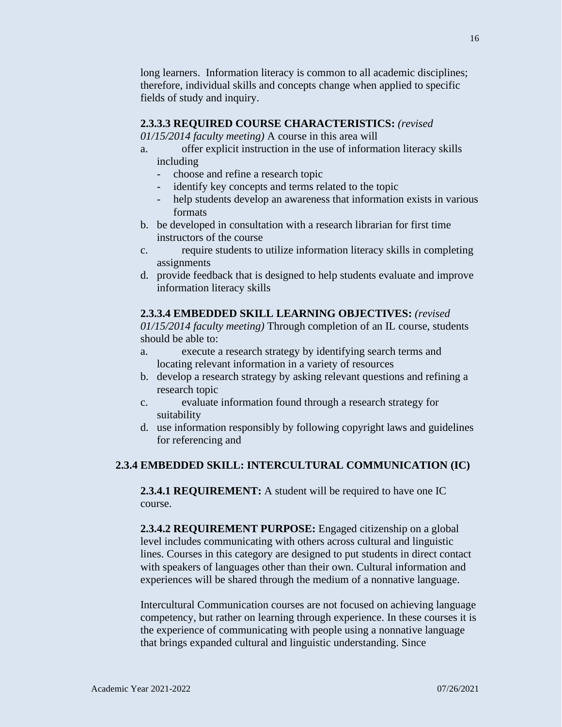long learners. Information literacy is common to all academic disciplines; therefore, individual skills and concepts change when applied to specific fields of study and inquiry.

**2.3.3.3 REQUIRED COURSE CHARACTERISTICS:** *(revised 01/15/2014 faculty meeting)* A course in this area will

a. offer explicit instruction in the use of information literacy skills including
   - choose and refine a research topic
   - identify key concepts and terms related to the topic
   - help students develop an awareness that information exists in various formats

b. be developed in consultation with a research librarian for first time instructors of the course

c. require students to utilize information literacy skills in completing assignments

d. provide feedback that is designed to help students evaluate and improve information literacy skills

**2.3.3.4 EMBEDDED SKILL LEARNING OBJECTIVES:** *(revised 01/15/2014 faculty meeting)* Through completion of an IL course, students should be able to:

a. execute a research strategy by identifying search terms and locating relevant information in a variety of resources

b. develop a research strategy by asking relevant questions and refining a research topic

c. evaluate information found through a research strategy for suitability

d. use information responsibly by following copyright laws and guidelines for referencing and

### 2.3.4 EMBEDDED SKILL: INTERCULTURAL COMMUNICATION (IC)

**2.3.4.1 REQUIREMENT:** A student will be required to have one IC course.

**2.3.4.2 REQUIREMENT PURPOSE:** Engaged citizenship on a global level includes communicating with others across cultural and linguistic lines. Courses in this category are designed to put students in direct contact with speakers of languages other than their own. Cultural information and experiences will be shared through the medium of a nonnative language.

Intercultural Communication courses are not focused on achieving language competency, but rather on learning through experience. In these courses it is the experience of communicating with people using a nonnative language that brings expanded cultural and linguistic understanding. Since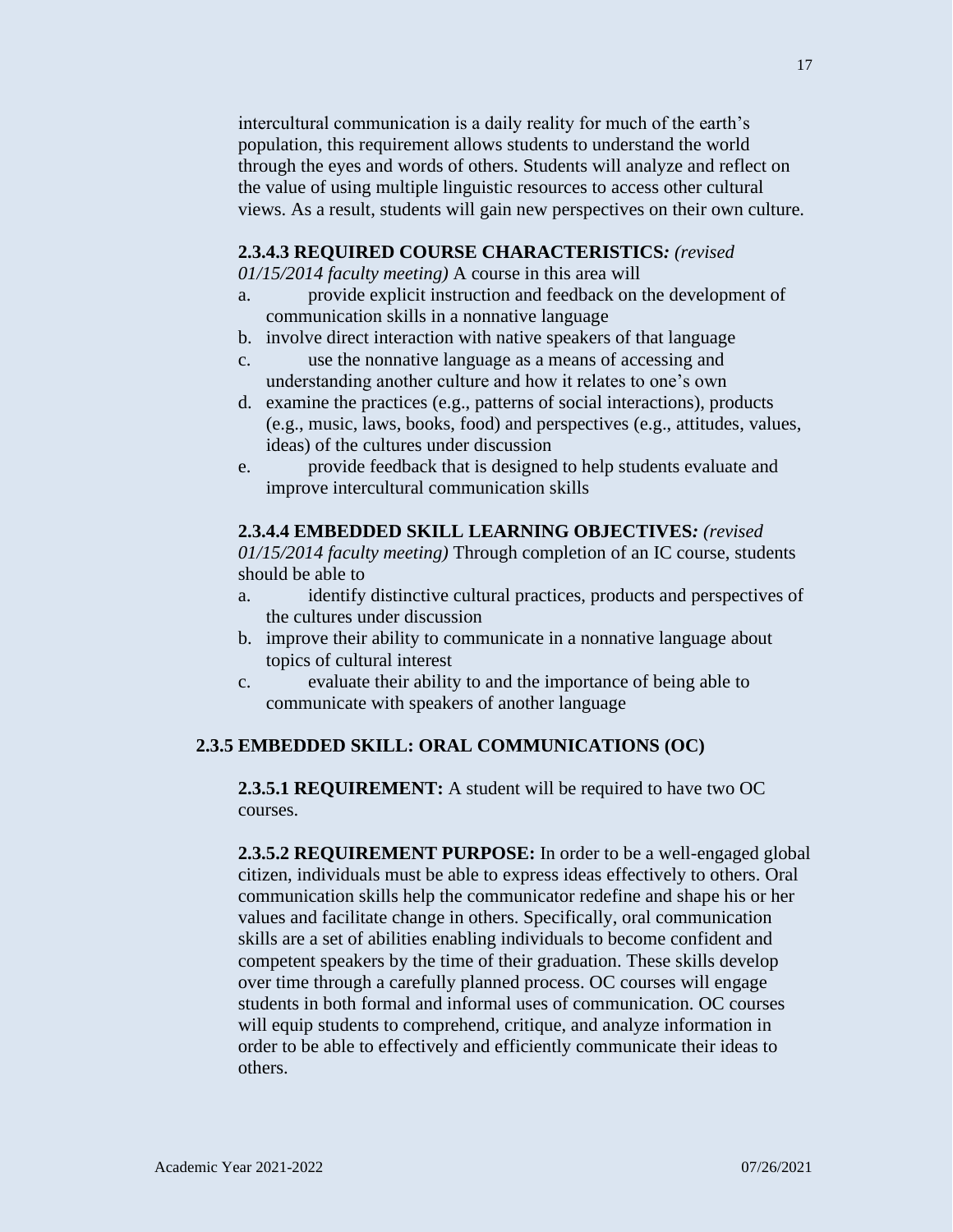intercultural communication is a daily reality for much of the earth's population, this requirement allows students to understand the world through the eyes and words of others. Students will analyze and reflect on the value of using multiple linguistic resources to access other cultural views. As a result, students will gain new perspectives on their own culture.

**2.3.4.3 REQUIRED COURSE CHARACTERISTICS*:*** *(revised 01/15/2014 faculty meeting)* A course in this area will

a. provide explicit instruction and feedback on the development of communication skills in a nonnative language
b. involve direct interaction with native speakers of that language
c. use the nonnative language as a means of accessing and understanding another culture and how it relates to one's own
d. examine the practices (e.g., patterns of social interactions), products (e.g., music, laws, books, food) and perspectives (e.g., attitudes, values, ideas) of the cultures under discussion
e. provide feedback that is designed to help students evaluate and improve intercultural communication skills

**2.3.4.4 EMBEDDED SKILL LEARNING OBJECTIVES*:*** *(revised 01/15/2014 faculty meeting)* Through completion of an IC course, students should be able to

a. identify distinctive cultural practices, products and perspectives of the cultures under discussion
b. improve their ability to communicate in a nonnative language about topics of cultural interest
c. evaluate their ability to and the importance of being able to communicate with speakers of another language

### 2.3.5 EMBEDDED SKILL: ORAL COMMUNICATIONS (OC)

**2.3.5.1 REQUIREMENT:** A student will be required to have two OC courses.

**2.3.5.2 REQUIREMENT PURPOSE:** In order to be a well-engaged global citizen, individuals must be able to express ideas effectively to others. Oral communication skills help the communicator redefine and shape his or her values and facilitate change in others. Specifically, oral communication skills are a set of abilities enabling individuals to become confident and competent speakers by the time of their graduation. These skills develop over time through a carefully planned process. OC courses will engage students in both formal and informal uses of communication. OC courses will equip students to comprehend, critique, and analyze information in order to be able to effectively and efficiently communicate their ideas to others.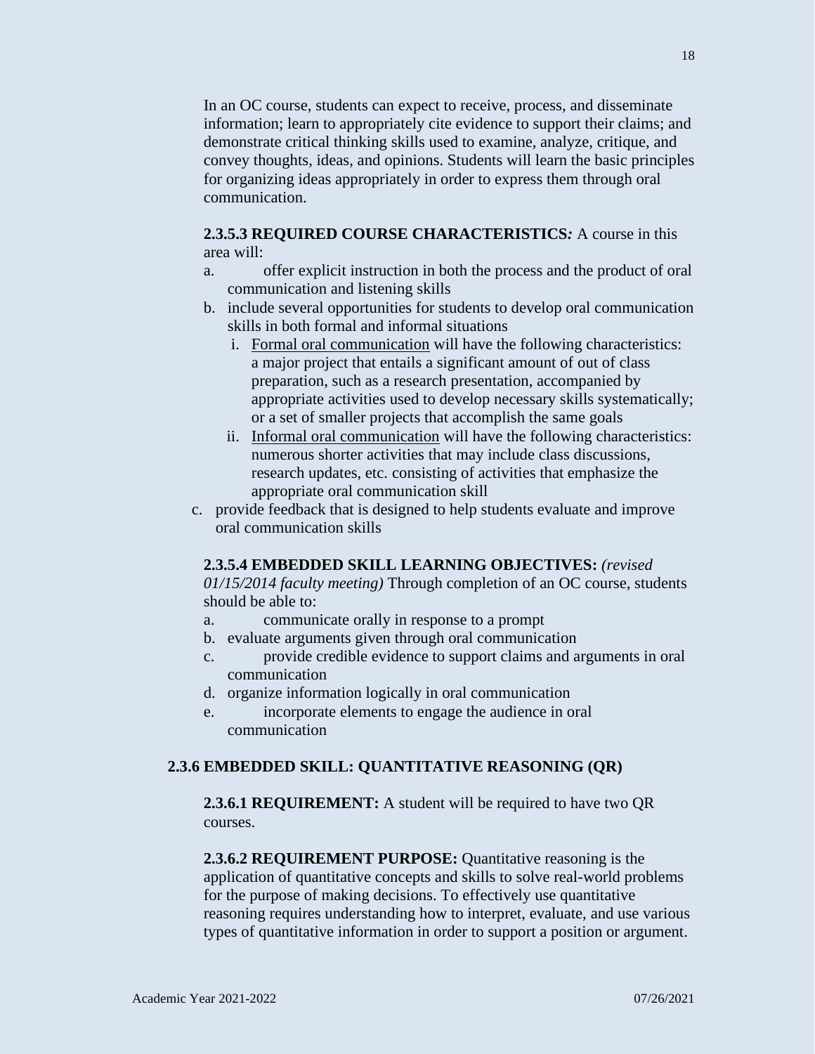In an OC course, students can expect to receive, process, and disseminate information; learn to appropriately cite evidence to support their claims; and demonstrate critical thinking skills used to examine, analyze, critique, and convey thoughts, ideas, and opinions. Students will learn the basic principles for organizing ideas appropriately in order to express them through oral communication.

**2.3.5.3 REQUIRED COURSE CHARACTERISTICS*:*** A course in this area will:

a. offer explicit instruction in both the process and the product of oral communication and listening skills
b. include several opportunities for students to develop oral communication skills in both formal and informal situations
   i. Formal oral communication will have the following characteristics: a major project that entails a significant amount of out of class preparation, such as a research presentation, accompanied by appropriate activities used to develop necessary skills systematically; or a set of smaller projects that accomplish the same goals
   ii. Informal oral communication will have the following characteristics: numerous shorter activities that may include class discussions, research updates, etc. consisting of activities that emphasize the appropriate oral communication skill
c. provide feedback that is designed to help students evaluate and improve oral communication skills

**2.3.5.4 EMBEDDED SKILL LEARNING OBJECTIVES:** *(revised 01/15/2014 faculty meeting)* Through completion of an OC course, students should be able to:

a. communicate orally in response to a prompt
b. evaluate arguments given through oral communication
c. provide credible evidence to support claims and arguments in oral communication
d. organize information logically in oral communication
e. incorporate elements to engage the audience in oral communication

### 2.3.6 EMBEDDED SKILL: QUANTITATIVE REASONING (QR)

**2.3.6.1 REQUIREMENT:** A student will be required to have two QR courses.

**2.3.6.2 REQUIREMENT PURPOSE:** Quantitative reasoning is the application of quantitative concepts and skills to solve real-world problems for the purpose of making decisions. To effectively use quantitative reasoning requires understanding how to interpret, evaluate, and use various types of quantitative information in order to support a position or argument.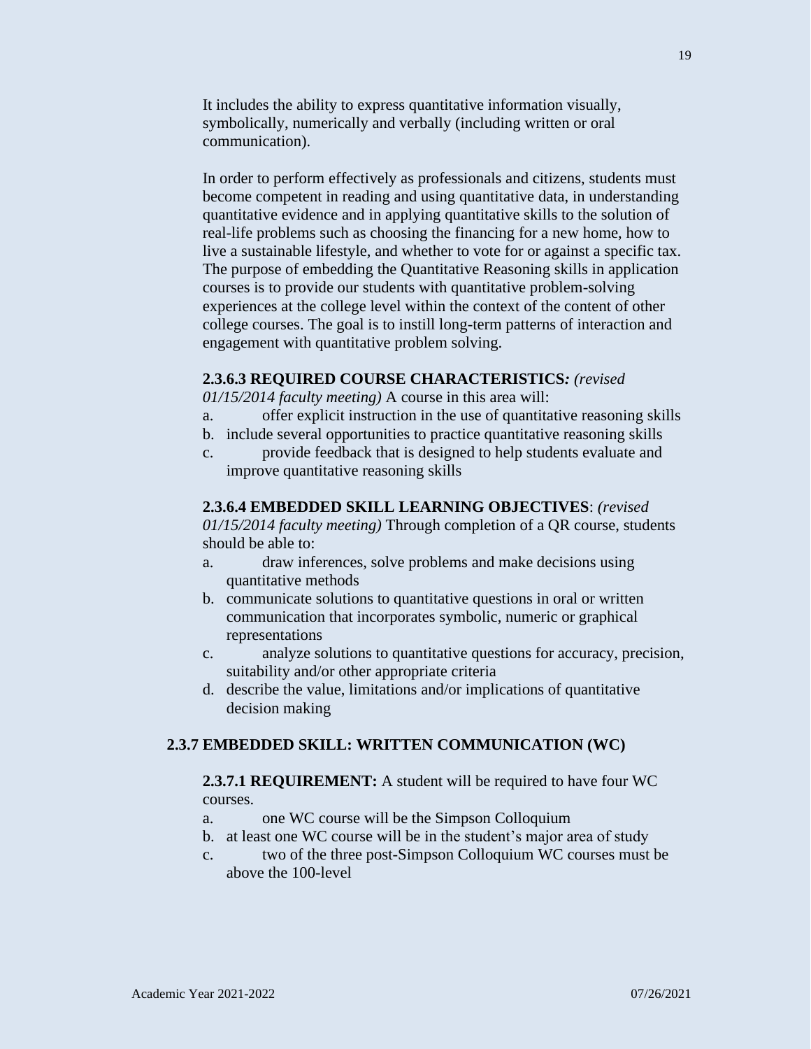It includes the ability to express quantitative information visually, symbolically, numerically and verbally (including written or oral communication).

In order to perform effectively as professionals and citizens, students must become competent in reading and using quantitative data, in understanding quantitative evidence and in applying quantitative skills to the solution of real-life problems such as choosing the financing for a new home, how to live a sustainable lifestyle, and whether to vote for or against a specific tax. The purpose of embedding the Quantitative Reasoning skills in application courses is to provide our students with quantitative problem-solving experiences at the college level within the context of the content of other college courses. The goal is to instill long-term patterns of interaction and engagement with quantitative problem solving.

**2.3.6.3 REQUIRED COURSE CHARACTERISTICS***: (revised 01/15/2014 faculty meeting)* A course in this area will:

a. offer explicit instruction in the use of quantitative reasoning skills
b. include several opportunities to practice quantitative reasoning skills
c. provide feedback that is designed to help students evaluate and improve quantitative reasoning skills

**2.3.6.4 EMBEDDED SKILL LEARNING OBJECTIVES**: *(revised 01/15/2014 faculty meeting)* Through completion of a QR course, students should be able to:

a. draw inferences, solve problems and make decisions using quantitative methods
b. communicate solutions to quantitative questions in oral or written communication that incorporates symbolic, numeric or graphical representations
c. analyze solutions to quantitative questions for accuracy, precision, suitability and/or other appropriate criteria
d. describe the value, limitations and/or implications of quantitative decision making

### 2.3.7 EMBEDDED SKILL: WRITTEN COMMUNICATION (WC)

**2.3.7.1 REQUIREMENT:** A student will be required to have four WC courses.

a. one WC course will be the Simpson Colloquium
b. at least one WC course will be in the student's major area of study
c. two of the three post-Simpson Colloquium WC courses must be above the 100-level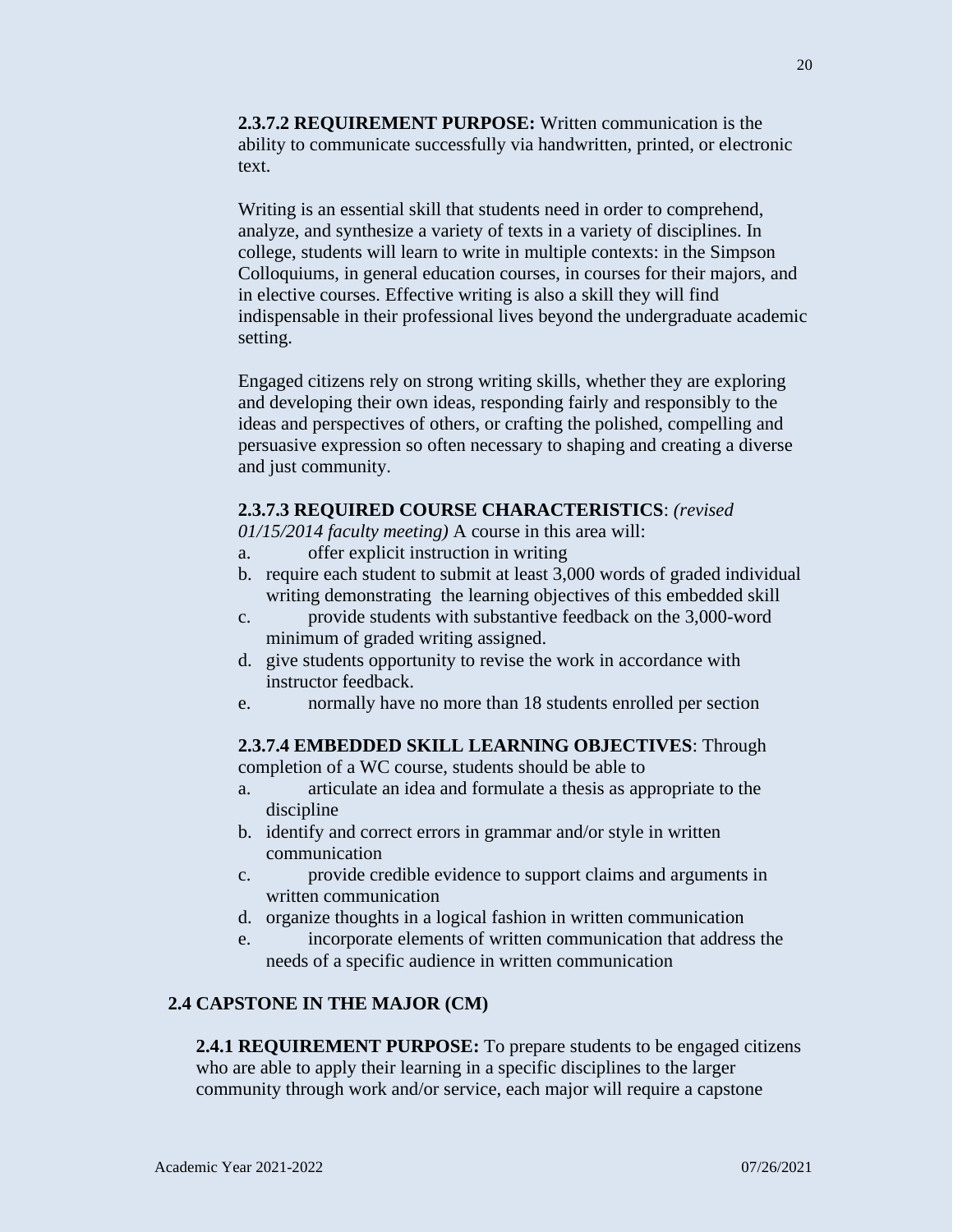**2.3.7.2 REQUIREMENT PURPOSE:** Written communication is the ability to communicate successfully via handwritten, printed, or electronic text.

Writing is an essential skill that students need in order to comprehend, analyze, and synthesize a variety of texts in a variety of disciplines. In college, students will learn to write in multiple contexts: in the Simpson Colloquiums, in general education courses, in courses for their majors, and in elective courses. Effective writing is also a skill they will find indispensable in their professional lives beyond the undergraduate academic setting.

Engaged citizens rely on strong writing skills, whether they are exploring and developing their own ideas, responding fairly and responsibly to the ideas and perspectives of others, or crafting the polished, compelling and persuasive expression so often necessary to shaping and creating a diverse and just community.

**2.3.7.3 REQUIRED COURSE CHARACTERISTICS**: *(revised 01/15/2014 faculty meeting)* A course in this area will:

a. offer explicit instruction in writing
b. require each student to submit at least 3,000 words of graded individual writing demonstrating the learning objectives of this embedded skill
c. provide students with substantive feedback on the 3,000-word minimum of graded writing assigned.
d. give students opportunity to revise the work in accordance with instructor feedback.
e. normally have no more than 18 students enrolled per section

**2.3.7.4 EMBEDDED SKILL LEARNING OBJECTIVES**: Through completion of a WC course, students should be able to

a. articulate an idea and formulate a thesis as appropriate to the discipline
b. identify and correct errors in grammar and/or style in written communication
c. provide credible evidence to support claims and arguments in written communication
d. organize thoughts in a logical fashion in written communication
e. incorporate elements of written communication that address the needs of a specific audience in written communication

## 2.4 CAPSTONE IN THE MAJOR (CM)

**2.4.1 REQUIREMENT PURPOSE:** To prepare students to be engaged citizens who are able to apply their learning in a specific disciplines to the larger community through work and/or service, each major will require a capstone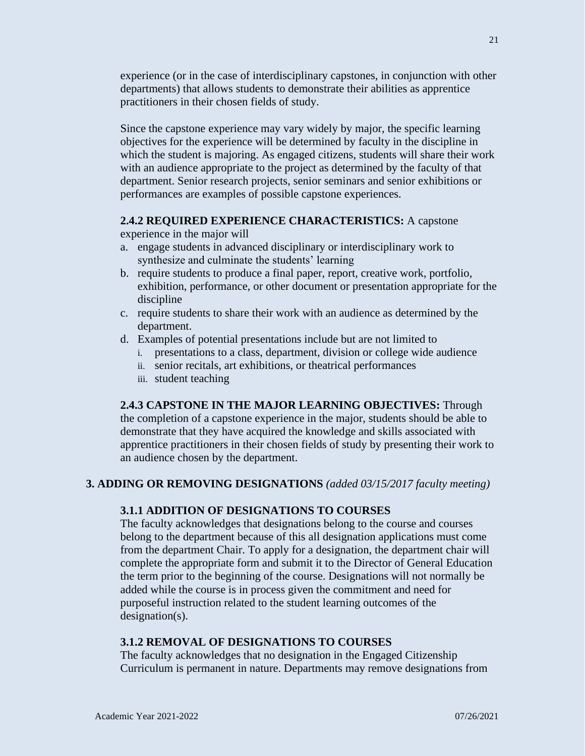experience (or in the case of interdisciplinary capstones, in conjunction with other departments) that allows students to demonstrate their abilities as apprentice practitioners in their chosen fields of study.

Since the capstone experience may vary widely by major, the specific learning objectives for the experience will be determined by faculty in the discipline in which the student is majoring. As engaged citizens, students will share their work with an audience appropriate to the project as determined by the faculty of that department. Senior research projects, senior seminars and senior exhibitions or performances are examples of possible capstone experiences.

**2.4.2 REQUIRED EXPERIENCE CHARACTERISTICS:** A capstone experience in the major will

a. engage students in advanced disciplinary or interdisciplinary work to synthesize and culminate the students' learning
b. require students to produce a final paper, report, creative work, portfolio, exhibition, performance, or other document or presentation appropriate for the discipline
c. require students to share their work with an audience as determined by the department.
d. Examples of potential presentations include but are not limited to
   i. presentations to a class, department, division or college wide audience
   ii. senior recitals, art exhibitions, or theatrical performances
   iii. student teaching

**2.4.3 CAPSTONE IN THE MAJOR LEARNING OBJECTIVES:** Through the completion of a capstone experience in the major, students should be able to demonstrate that they have acquired the knowledge and skills associated with apprentice practitioners in their chosen fields of study by presenting their work to an audience chosen by the department.

## 3. ADDING OR REMOVING DESIGNATIONS *(added 03/15/2017 faculty meeting)*

### 3.1.1 ADDITION OF DESIGNATIONS TO COURSES

The faculty acknowledges that designations belong to the course and courses belong to the department because of this all designation applications must come from the department Chair. To apply for a designation, the department chair will complete the appropriate form and submit it to the Director of General Education the term prior to the beginning of the course. Designations will not normally be added while the course is in process given the commitment and need for purposeful instruction related to the student learning outcomes of the designation(s).

### 3.1.2 REMOVAL OF DESIGNATIONS TO COURSES

The faculty acknowledges that no designation in the Engaged Citizenship Curriculum is permanent in nature. Departments may remove designations from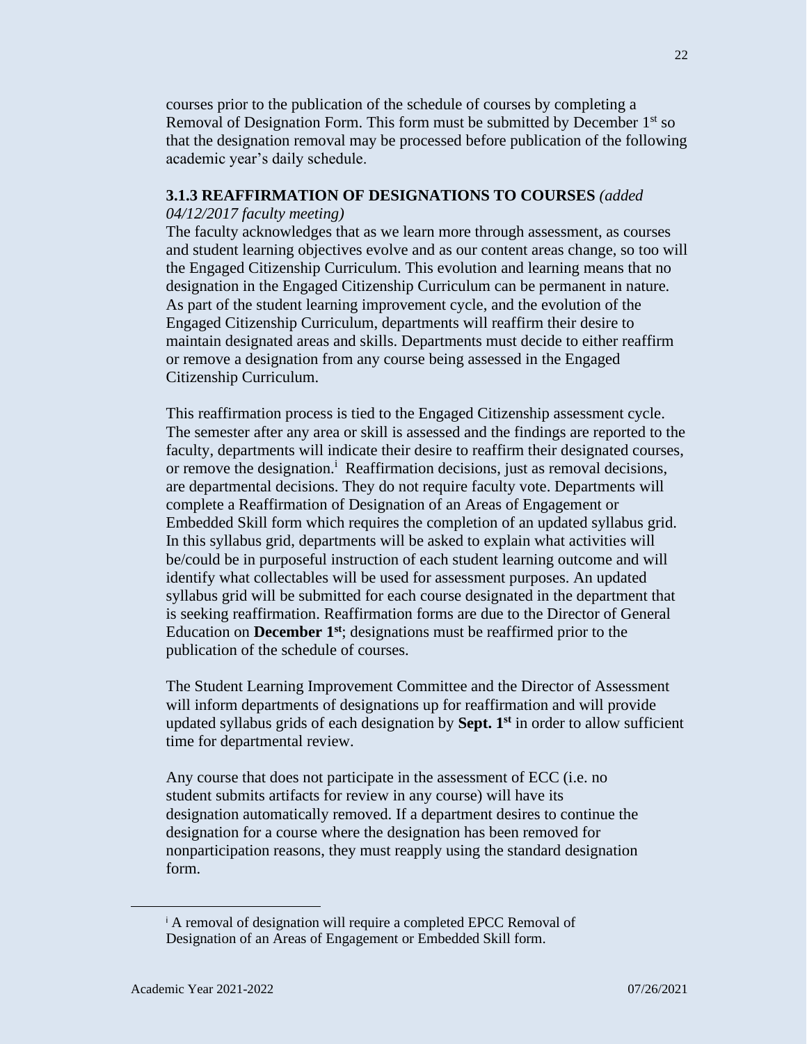courses prior to the publication of the schedule of courses by completing a Removal of Designation Form. This form must be submitted by December 1st so that the designation removal may be processed before publication of the following academic year's daily schedule.

### 3.1.3 REAFFIRMATION OF DESIGNATIONS TO COURSES *(added 04/12/2017 faculty meeting)*

The faculty acknowledges that as we learn more through assessment, as courses and student learning objectives evolve and as our content areas change, so too will the Engaged Citizenship Curriculum. This evolution and learning means that no designation in the Engaged Citizenship Curriculum can be permanent in nature. As part of the student learning improvement cycle, and the evolution of the Engaged Citizenship Curriculum, departments will reaffirm their desire to maintain designated areas and skills. Departments must decide to either reaffirm or remove a designation from any course being assessed in the Engaged Citizenship Curriculum.

This reaffirmation process is tied to the Engaged Citizenship assessment cycle. The semester after any area or skill is assessed and the findings are reported to the faculty, departments will indicate their desire to reaffirm their designated courses, or remove the designation.[i] Reaffirmation decisions, just as removal decisions, are departmental decisions. They do not require faculty vote. Departments will complete a Reaffirmation of Designation of an Areas of Engagement or Embedded Skill form which requires the completion of an updated syllabus grid. In this syllabus grid, departments will be asked to explain what activities will be/could be in purposeful instruction of each student learning outcome and will identify what collectables will be used for assessment purposes. An updated syllabus grid will be submitted for each course designated in the department that is seeking reaffirmation. Reaffirmation forms are due to the Director of General Education on **December 1st**; designations must be reaffirmed prior to the publication of the schedule of courses.

The Student Learning Improvement Committee and the Director of Assessment will inform departments of designations up for reaffirmation and will provide updated syllabus grids of each designation by **Sept. 1st** in order to allow sufficient time for departmental review.

Any course that does not participate in the assessment of ECC (i.e. no student submits artifacts for review in any course) will have its designation automatically removed. If a department desires to continue the designation for a course where the designation has been removed for nonparticipation reasons, they must reapply using the standard designation form.

---

[i] A removal of designation will require a completed EPCC Removal of Designation of an Areas of Engagement or Embedded Skill form.